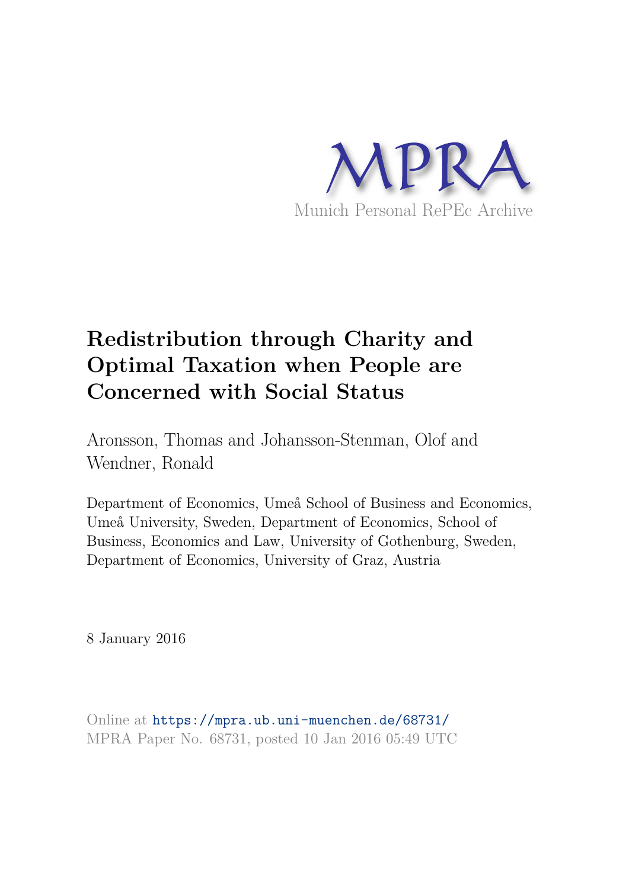MPRA

Munich Personal RePEc Archive

# Redistribution through Charity and Optimal Taxation when People are Concerned with Social Status

Aronsson, Thomas and Johansson-Stenman, Olof and Wendner, Ronald

Department of Economics, Umeå School of Business and Economics, Umeå University, Sweden, Department of Economics, School of Business, Economics and Law, University of Gothenburg, Sweden, Department of Economics, University of Graz, Austria

8 January 2016

Online at https://mpra.ub.uni-muenchen.de/68731/
MPRA Paper No. 68731, posted 10 Jan 2016 05:49 UTC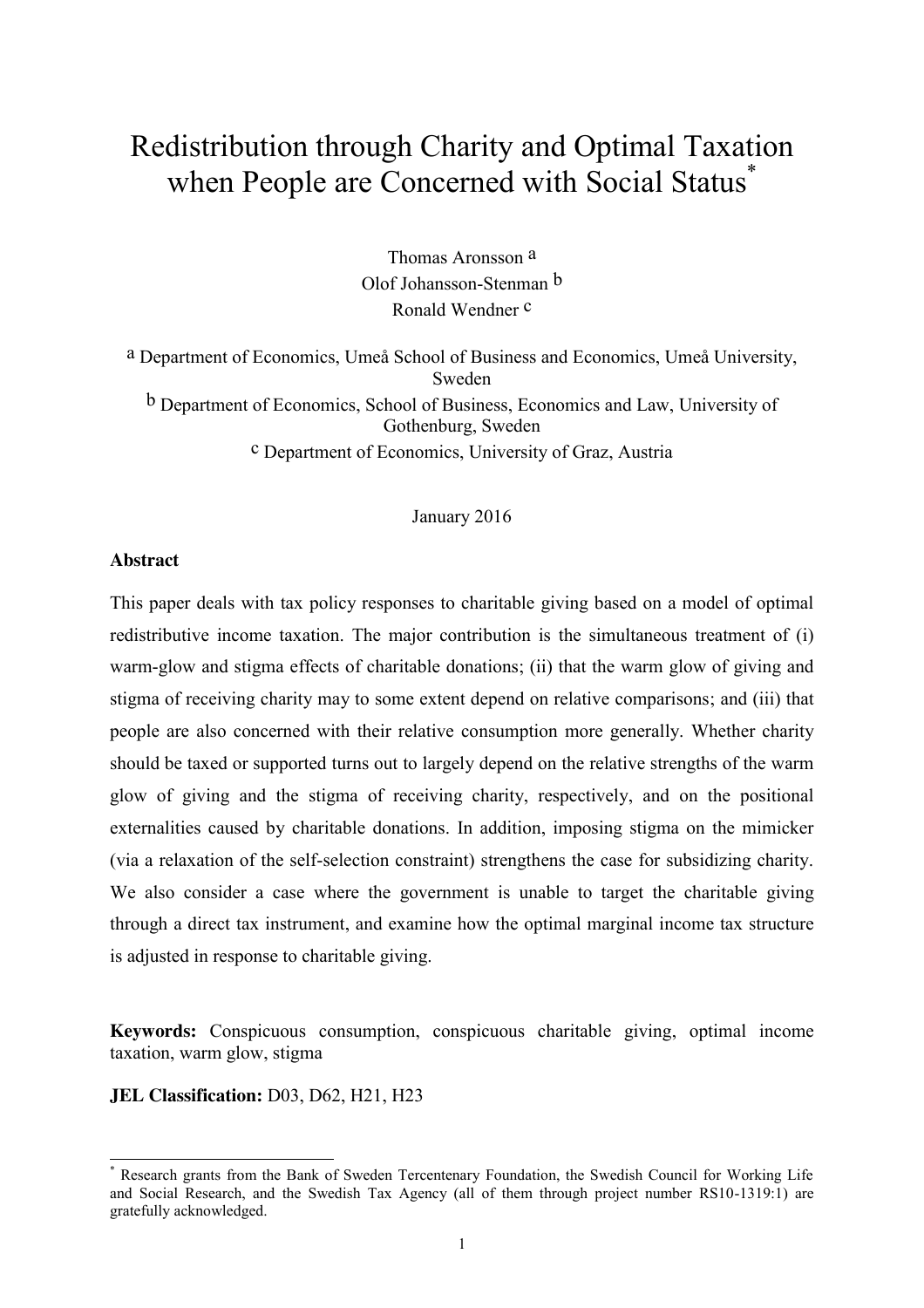# Redistribution through Charity and Optimal Taxation when People are Concerned with Social Status[*]

Thomas Aronsson [a]
Olof Johansson-Stenman [b]
Ronald Wendner [c]

[a] Department of Economics, Umeå School of Business and Economics, Umeå University, Sweden

[b] Department of Economics, School of Business, Economics and Law, University of Gothenburg, Sweden

[c] Department of Economics, University of Graz, Austria

January 2016

**Abstract**

This paper deals with tax policy responses to charitable giving based on a model of optimal redistributive income taxation. The major contribution is the simultaneous treatment of (i) warm-glow and stigma effects of charitable donations; (ii) that the warm glow of giving and stigma of receiving charity may to some extent depend on relative comparisons; and (iii) that people are also concerned with their relative consumption more generally. Whether charity should be taxed or supported turns out to largely depend on the relative strengths of the warm glow of giving and the stigma of receiving charity, respectively, and on the positional externalities caused by charitable donations. In addition, imposing stigma on the mimicker (via a relaxation of the self-selection constraint) strengthens the case for subsidizing charity. We also consider a case where the government is unable to target the charitable giving through a direct tax instrument, and examine how the optimal marginal income tax structure is adjusted in response to charitable giving.

**Keywords:** Conspicuous consumption, conspicuous charitable giving, optimal income taxation, warm glow, stigma

**JEL Classification:** D03, D62, H21, H23

[*] Research grants from the Bank of Sweden Tercentenary Foundation, the Swedish Council for Working Life and Social Research, and the Swedish Tax Agency (all of them through project number RS10-1319:1) are gratefully acknowledged.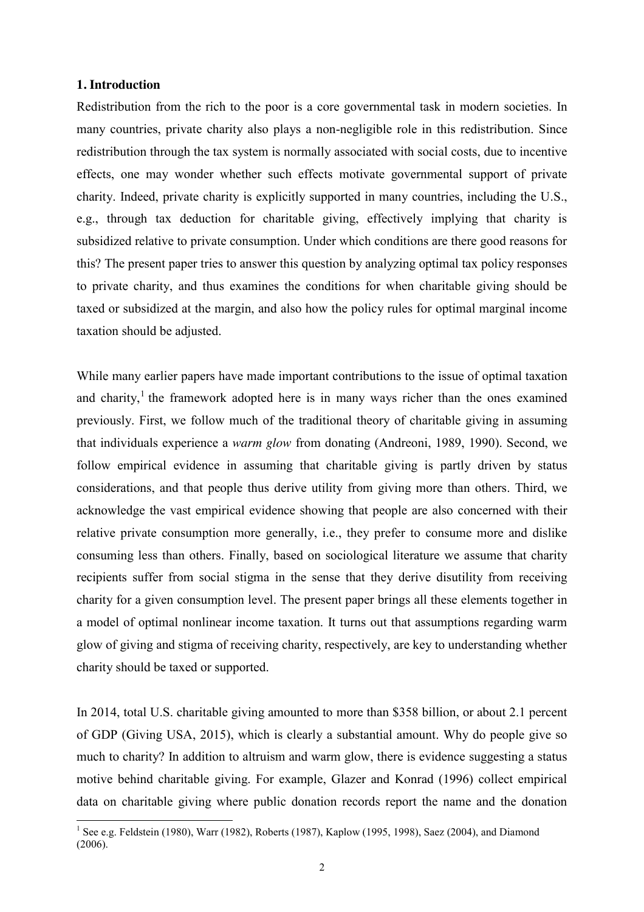## 1. Introduction

Redistribution from the rich to the poor is a core governmental task in modern societies. In many countries, private charity also plays a non-negligible role in this redistribution. Since redistribution through the tax system is normally associated with social costs, due to incentive effects, one may wonder whether such effects motivate governmental support of private charity. Indeed, private charity is explicitly supported in many countries, including the U.S., e.g., through tax deduction for charitable giving, effectively implying that charity is subsidized relative to private consumption. Under which conditions are there good reasons for this? The present paper tries to answer this question by analyzing optimal tax policy responses to private charity, and thus examines the conditions for when charitable giving should be taxed or subsidized at the margin, and also how the policy rules for optimal marginal income taxation should be adjusted.

While many earlier papers have made important contributions to the issue of optimal taxation and charity,[1] the framework adopted here is in many ways richer than the ones examined previously. First, we follow much of the traditional theory of charitable giving in assuming that individuals experience a *warm glow* from donating (Andreoni, 1989, 1990). Second, we follow empirical evidence in assuming that charitable giving is partly driven by status considerations, and that people thus derive utility from giving more than others. Third, we acknowledge the vast empirical evidence showing that people are also concerned with their relative private consumption more generally, i.e., they prefer to consume more and dislike consuming less than others. Finally, based on sociological literature we assume that charity recipients suffer from social stigma in the sense that they derive disutility from receiving charity for a given consumption level. The present paper brings all these elements together in a model of optimal nonlinear income taxation. It turns out that assumptions regarding warm glow of giving and stigma of receiving charity, respectively, are key to understanding whether charity should be taxed or supported.

In 2014, total U.S. charitable giving amounted to more than \$358 billion, or about 2.1 percent of GDP (Giving USA, 2015), which is clearly a substantial amount. Why do people give so much to charity? In addition to altruism and warm glow, there is evidence suggesting a status motive behind charitable giving. For example, Glazer and Konrad (1996) collect empirical data on charitable giving where public donation records report the name and the donation

[1] See e.g. Feldstein (1980), Warr (1982), Roberts (1987), Kaplow (1995, 1998), Saez (2004), and Diamond (2006).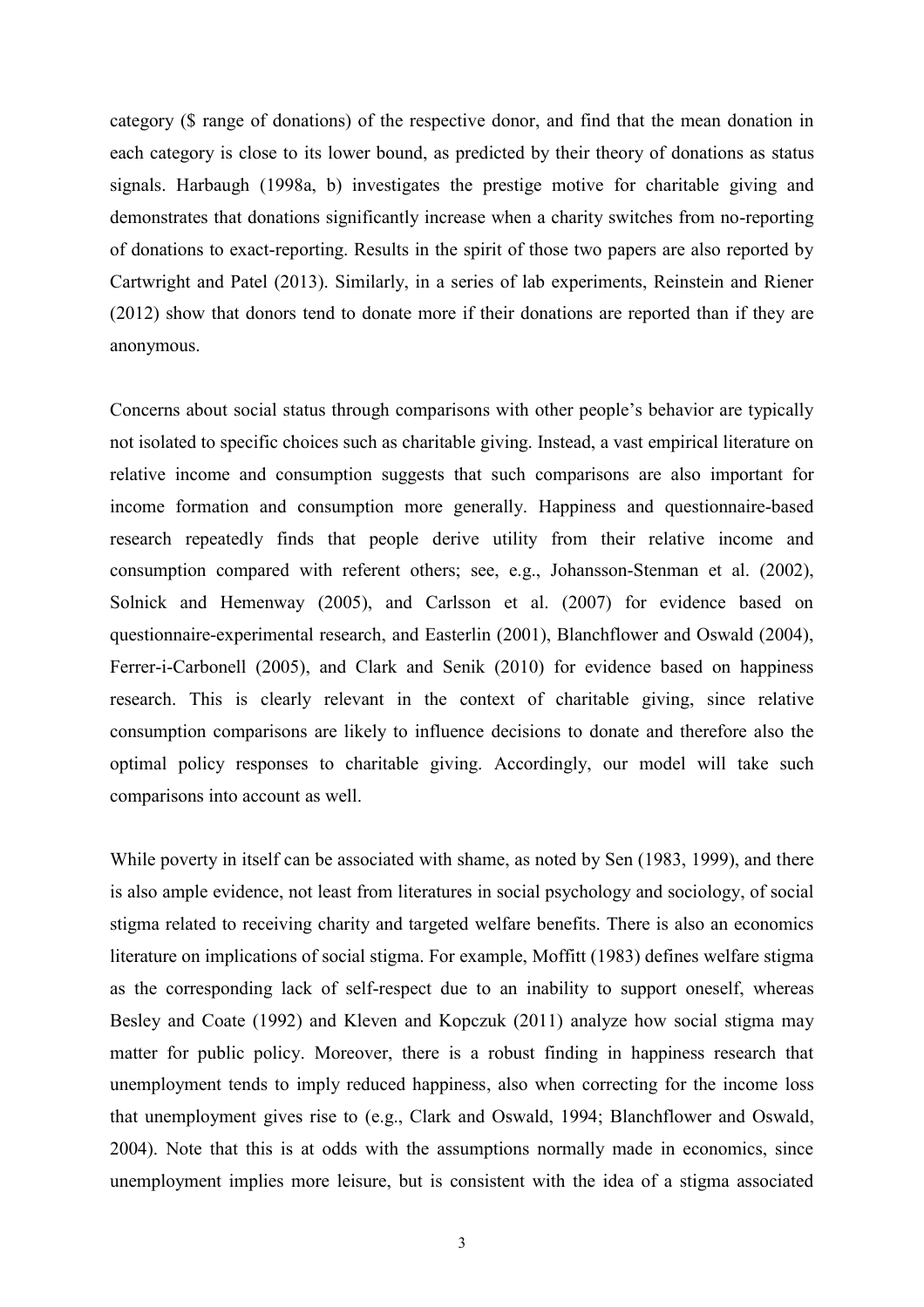category ($ range of donations) of the respective donor, and find that the mean donation in each category is close to its lower bound, as predicted by their theory of donations as status signals. Harbaugh (1998a, b) investigates the prestige motive for charitable giving and demonstrates that donations significantly increase when a charity switches from no-reporting of donations to exact-reporting. Results in the spirit of those two papers are also reported by Cartwright and Patel (2013). Similarly, in a series of lab experiments, Reinstein and Riener (2012) show that donors tend to donate more if their donations are reported than if they are anonymous.

Concerns about social status through comparisons with other people's behavior are typically not isolated to specific choices such as charitable giving. Instead, a vast empirical literature on relative income and consumption suggests that such comparisons are also important for income formation and consumption more generally. Happiness and questionnaire-based research repeatedly finds that people derive utility from their relative income and consumption compared with referent others; see, e.g., Johansson-Stenman et al. (2002), Solnick and Hemenway (2005), and Carlsson et al. (2007) for evidence based on questionnaire-experimental research, and Easterlin (2001), Blanchflower and Oswald (2004), Ferrer-i-Carbonell (2005), and Clark and Senik (2010) for evidence based on happiness research. This is clearly relevant in the context of charitable giving, since relative consumption comparisons are likely to influence decisions to donate and therefore also the optimal policy responses to charitable giving. Accordingly, our model will take such comparisons into account as well.

While poverty in itself can be associated with shame, as noted by Sen (1983, 1999), and there is also ample evidence, not least from literatures in social psychology and sociology, of social stigma related to receiving charity and targeted welfare benefits. There is also an economics literature on implications of social stigma. For example, Moffitt (1983) defines welfare stigma as the corresponding lack of self-respect due to an inability to support oneself, whereas Besley and Coate (1992) and Kleven and Kopczuk (2011) analyze how social stigma may matter for public policy. Moreover, there is a robust finding in happiness research that unemployment tends to imply reduced happiness, also when correcting for the income loss that unemployment gives rise to (e.g., Clark and Oswald, 1994; Blanchflower and Oswald, 2004). Note that this is at odds with the assumptions normally made in economics, since unemployment implies more leisure, but is consistent with the idea of a stigma associated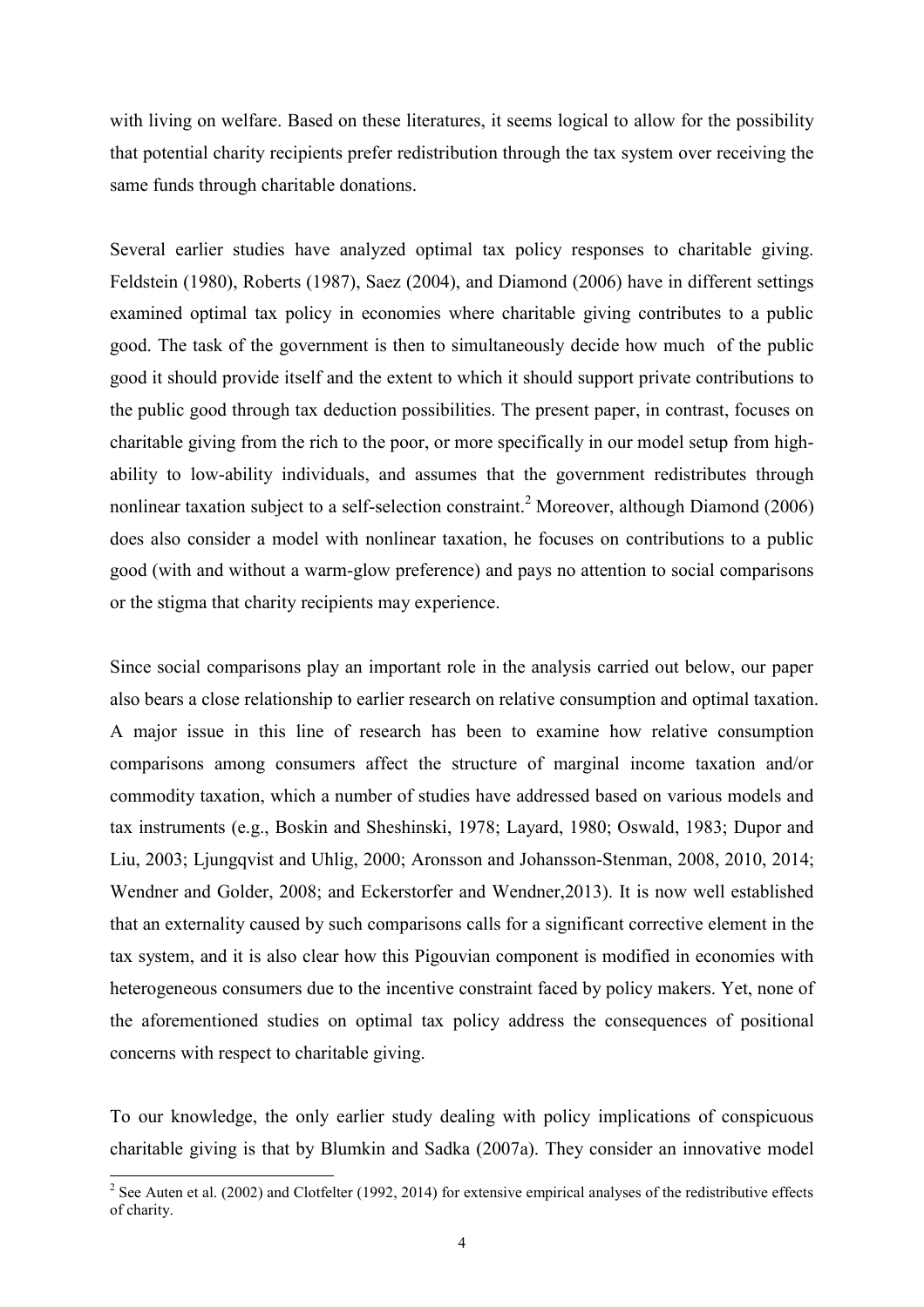with living on welfare. Based on these literatures, it seems logical to allow for the possibility that potential charity recipients prefer redistribution through the tax system over receiving the same funds through charitable donations.

Several earlier studies have analyzed optimal tax policy responses to charitable giving. Feldstein (1980), Roberts (1987), Saez (2004), and Diamond (2006) have in different settings examined optimal tax policy in economies where charitable giving contributes to a public good. The task of the government is then to simultaneously decide how much of the public good it should provide itself and the extent to which it should support private contributions to the public good through tax deduction possibilities. The present paper, in contrast, focuses on charitable giving from the rich to the poor, or more specifically in our model setup from high-ability to low-ability individuals, and assumes that the government redistributes through nonlinear taxation subject to a self-selection constraint.[2] Moreover, although Diamond (2006) does also consider a model with nonlinear taxation, he focuses on contributions to a public good (with and without a warm-glow preference) and pays no attention to social comparisons or the stigma that charity recipients may experience.

Since social comparisons play an important role in the analysis carried out below, our paper also bears a close relationship to earlier research on relative consumption and optimal taxation. A major issue in this line of research has been to examine how relative consumption comparisons among consumers affect the structure of marginal income taxation and/or commodity taxation, which a number of studies have addressed based on various models and tax instruments (e.g., Boskin and Sheshinski, 1978; Layard, 1980; Oswald, 1983; Dupor and Liu, 2003; Ljungqvist and Uhlig, 2000; Aronsson and Johansson-Stenman, 2008, 2010, 2014; Wendner and Golder, 2008; and Eckerstorfer and Wendner,2013). It is now well established that an externality caused by such comparisons calls for a significant corrective element in the tax system, and it is also clear how this Pigouvian component is modified in economies with heterogeneous consumers due to the incentive constraint faced by policy makers. Yet, none of the aforementioned studies on optimal tax policy address the consequences of positional concerns with respect to charitable giving.

To our knowledge, the only earlier study dealing with policy implications of conspicuous charitable giving is that by Blumkin and Sadka (2007a). They consider an innovative model

[2] See Auten et al. (2002) and Clotfelter (1992, 2014) for extensive empirical analyses of the redistributive effects of charity.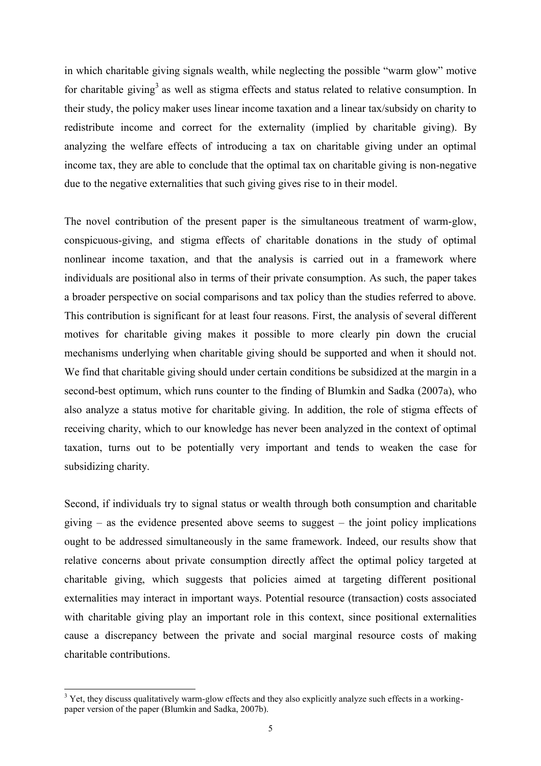in which charitable giving signals wealth, while neglecting the possible "warm glow" motive for charitable giving[3] as well as stigma effects and status related to relative consumption. In their study, the policy maker uses linear income taxation and a linear tax/subsidy on charity to redistribute income and correct for the externality (implied by charitable giving). By analyzing the welfare effects of introducing a tax on charitable giving under an optimal income tax, they are able to conclude that the optimal tax on charitable giving is non-negative due to the negative externalities that such giving gives rise to in their model.

The novel contribution of the present paper is the simultaneous treatment of warm-glow, conspicuous-giving, and stigma effects of charitable donations in the study of optimal nonlinear income taxation, and that the analysis is carried out in a framework where individuals are positional also in terms of their private consumption. As such, the paper takes a broader perspective on social comparisons and tax policy than the studies referred to above. This contribution is significant for at least four reasons. First, the analysis of several different motives for charitable giving makes it possible to more clearly pin down the crucial mechanisms underlying when charitable giving should be supported and when it should not. We find that charitable giving should under certain conditions be subsidized at the margin in a second-best optimum, which runs counter to the finding of Blumkin and Sadka (2007a), who also analyze a status motive for charitable giving. In addition, the role of stigma effects of receiving charity, which to our knowledge has never been analyzed in the context of optimal taxation, turns out to be potentially very important and tends to weaken the case for subsidizing charity.

Second, if individuals try to signal status or wealth through both consumption and charitable giving – as the evidence presented above seems to suggest – the joint policy implications ought to be addressed simultaneously in the same framework. Indeed, our results show that relative concerns about private consumption directly affect the optimal policy targeted at charitable giving, which suggests that policies aimed at targeting different positional externalities may interact in important ways. Potential resource (transaction) costs associated with charitable giving play an important role in this context, since positional externalities cause a discrepancy between the private and social marginal resource costs of making charitable contributions.

[3] Yet, they discuss qualitatively warm-glow effects and they also explicitly analyze such effects in a working-paper version of the paper (Blumkin and Sadka, 2007b).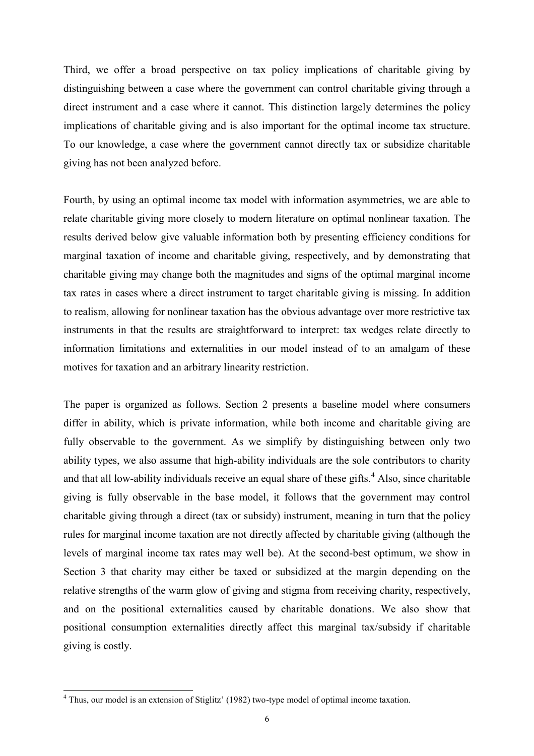Third, we offer a broad perspective on tax policy implications of charitable giving by distinguishing between a case where the government can control charitable giving through a direct instrument and a case where it cannot. This distinction largely determines the policy implications of charitable giving and is also important for the optimal income tax structure. To our knowledge, a case where the government cannot directly tax or subsidize charitable giving has not been analyzed before.

Fourth, by using an optimal income tax model with information asymmetries, we are able to relate charitable giving more closely to modern literature on optimal nonlinear taxation. The results derived below give valuable information both by presenting efficiency conditions for marginal taxation of income and charitable giving, respectively, and by demonstrating that charitable giving may change both the magnitudes and signs of the optimal marginal income tax rates in cases where a direct instrument to target charitable giving is missing. In addition to realism, allowing for nonlinear taxation has the obvious advantage over more restrictive tax instruments in that the results are straightforward to interpret: tax wedges relate directly to information limitations and externalities in our model instead of to an amalgam of these motives for taxation and an arbitrary linearity restriction.

The paper is organized as follows. Section 2 presents a baseline model where consumers differ in ability, which is private information, while both income and charitable giving are fully observable to the government. As we simplify by distinguishing between only two ability types, we also assume that high-ability individuals are the sole contributors to charity and that all low-ability individuals receive an equal share of these gifts.[4] Also, since charitable giving is fully observable in the base model, it follows that the government may control charitable giving through a direct (tax or subsidy) instrument, meaning in turn that the policy rules for marginal income taxation are not directly affected by charitable giving (although the levels of marginal income tax rates may well be). At the second-best optimum, we show in Section 3 that charity may either be taxed or subsidized at the margin depending on the relative strengths of the warm glow of giving and stigma from receiving charity, respectively, and on the positional externalities caused by charitable donations. We also show that positional consumption externalities directly affect this marginal tax/subsidy if charitable giving is costly.

[4] Thus, our model is an extension of Stiglitz' (1982) two-type model of optimal income taxation.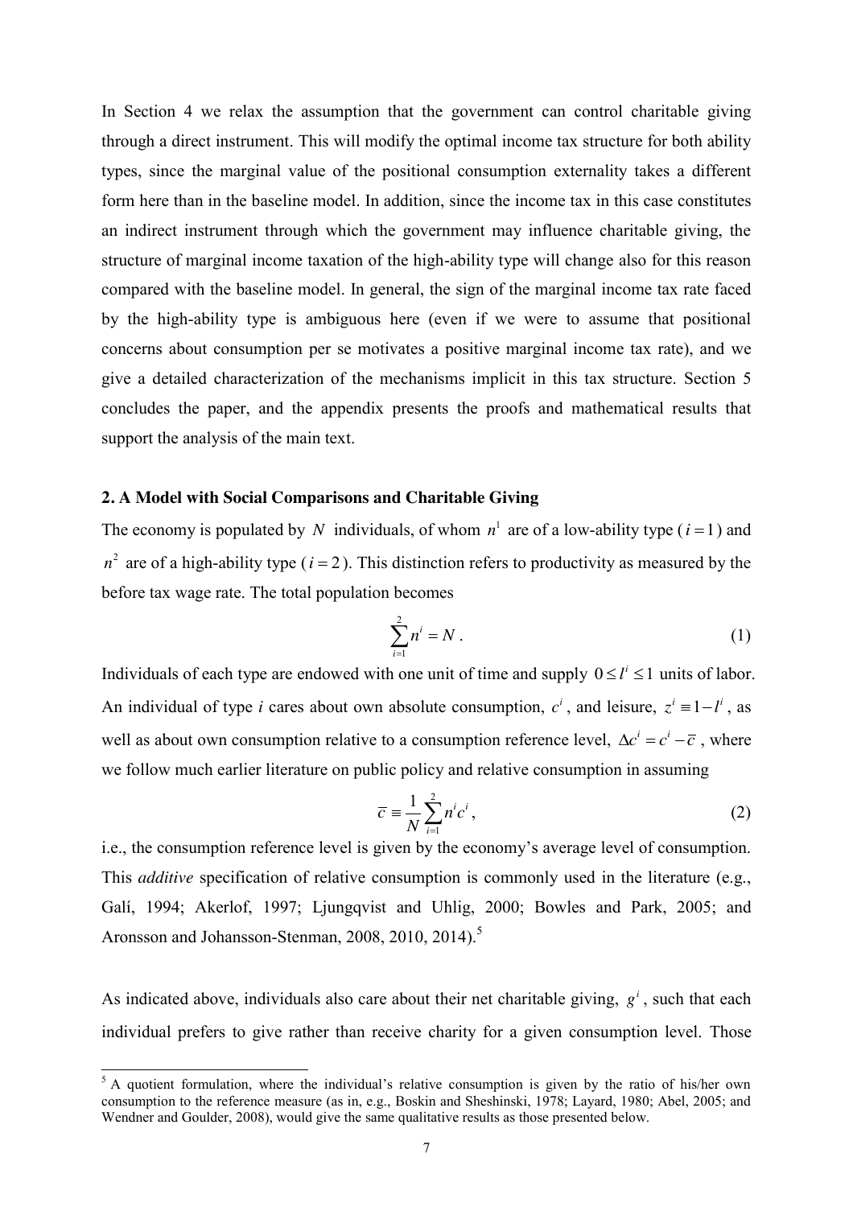In Section 4 we relax the assumption that the government can control charitable giving through a direct instrument. This will modify the optimal income tax structure for both ability types, since the marginal value of the positional consumption externality takes a different form here than in the baseline model. In addition, since the income tax in this case constitutes an indirect instrument through which the government may influence charitable giving, the structure of marginal income taxation of the high-ability type will change also for this reason compared with the baseline model. In general, the sign of the marginal income tax rate faced by the high-ability type is ambiguous here (even if we were to assume that positional concerns about consumption per se motivates a positive marginal income tax rate), and we give a detailed characterization of the mechanisms implicit in this tax structure. Section 5 concludes the paper, and the appendix presents the proofs and mathematical results that support the analysis of the main text.

## 2. A Model with Social Comparisons and Charitable Giving

The economy is populated by $N$ individuals, of whom $n^1$ are of a low-ability type ($i=1$) and $n^2$ are of a high-ability type ($i=2$). This distinction refers to productivity as measured by the before tax wage rate. The total population becomes

$$\sum_{i=1}^{2} n^i = N \,. \tag{1}$$

Individuals of each type are endowed with one unit of time and supply $0 \le l^i \le 1$ units of labor. An individual of type $i$ cares about own absolute consumption, $c^i$, and leisure, $z^i \equiv 1 - l^i$, as well as about own consumption relative to a consumption reference level, $\Delta c^i = c^i - \bar{c}$, where we follow much earlier literature on public policy and relative consumption in assuming

$$\bar{c} \equiv \frac{1}{N} \sum_{i=1}^{2} n^i c^i \,, \tag{2}$$

i.e., the consumption reference level is given by the economy's average level of consumption. This *additive* specification of relative consumption is commonly used in the literature (e.g., Galí, 1994; Akerlof, 1997; Ljungqvist and Uhlig, 2000; Bowles and Park, 2005; and Aronsson and Johansson-Stenman, 2008, 2010, 2014).[5]

As indicated above, individuals also care about their net charitable giving, $g^i$, such that each individual prefers to give rather than receive charity for a given consumption level. Those

[5] A quotient formulation, where the individual's relative consumption is given by the ratio of his/her own consumption to the reference measure (as in, e.g., Boskin and Sheshinski, 1978; Layard, 1980; Abel, 2005; and Wendner and Goulder, 2008), would give the same qualitative results as those presented below.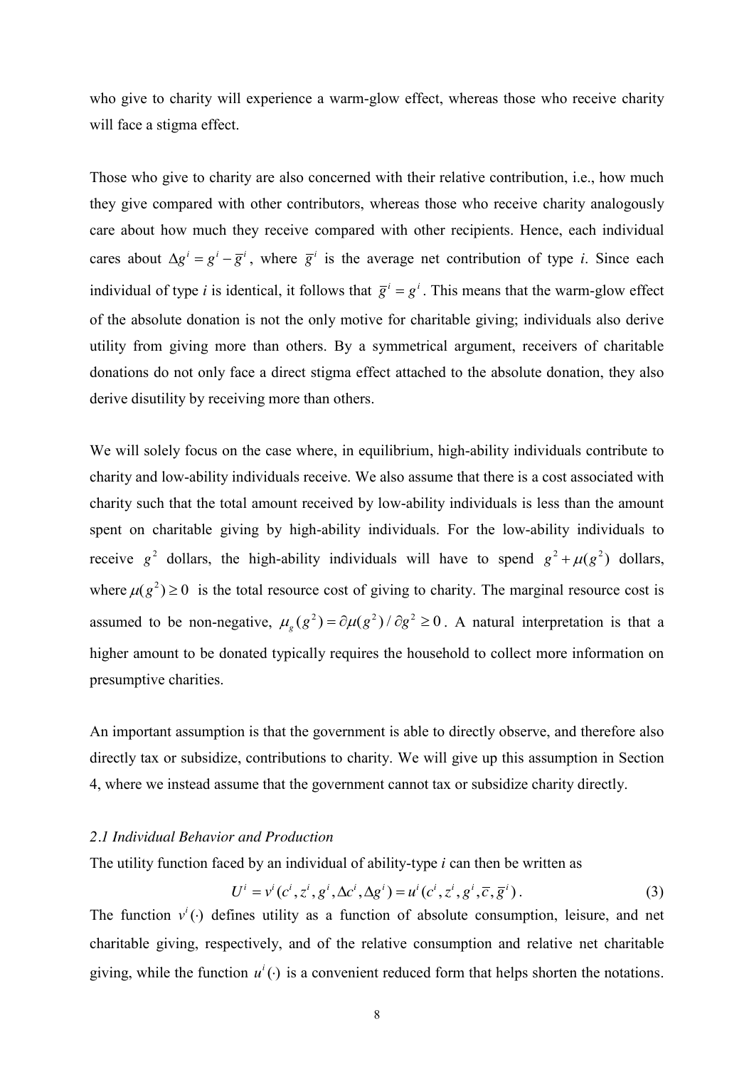who give to charity will experience a warm-glow effect, whereas those who receive charity will face a stigma effect.

Those who give to charity are also concerned with their relative contribution, i.e., how much they give compared with other contributors, whereas those who receive charity analogously care about how much they receive compared with other recipients. Hence, each individual cares about $\Delta g^i = g^i - \overline{g}^i$, where $\overline{g}^i$ is the average net contribution of type *i*. Since each individual of type *i* is identical, it follows that $\overline{g}^i = g^i$. This means that the warm-glow effect of the absolute donation is not the only motive for charitable giving; individuals also derive utility from giving more than others. By a symmetrical argument, receivers of charitable donations do not only face a direct stigma effect attached to the absolute donation, they also derive disutility by receiving more than others.

We will solely focus on the case where, in equilibrium, high-ability individuals contribute to charity and low-ability individuals receive. We also assume that there is a cost associated with charity such that the total amount received by low-ability individuals is less than the amount spent on charitable giving by high-ability individuals. For the low-ability individuals to receive $g^2$ dollars, the high-ability individuals will have to spend $g^2 + \mu(g^2)$ dollars, where $\mu(g^2) \geq 0$ is the total resource cost of giving to charity. The marginal resource cost is assumed to be non-negative, $\mu_g(g^2) = \partial \mu(g^2) / \partial g^2 \geq 0$. A natural interpretation is that a higher amount to be donated typically requires the household to collect more information on presumptive charities.

An important assumption is that the government is able to directly observe, and therefore also directly tax or subsidize, contributions to charity. We will give up this assumption in Section 4, where we instead assume that the government cannot tax or subsidize charity directly.

### *2.1 Individual Behavior and Production*

The utility function faced by an individual of ability-type *i* can then be written as

$$U^i = v^i(c^i, z^i, g^i, \Delta c^i, \Delta g^i) = u^i(c^i, z^i, g^i, \overline{c}, \overline{g}^i). \tag{3}$$

The function $v^i(\cdot)$ defines utility as a function of absolute consumption, leisure, and net charitable giving, respectively, and of the relative consumption and relative net charitable giving, while the function $u^i(\cdot)$ is a convenient reduced form that helps shorten the notations.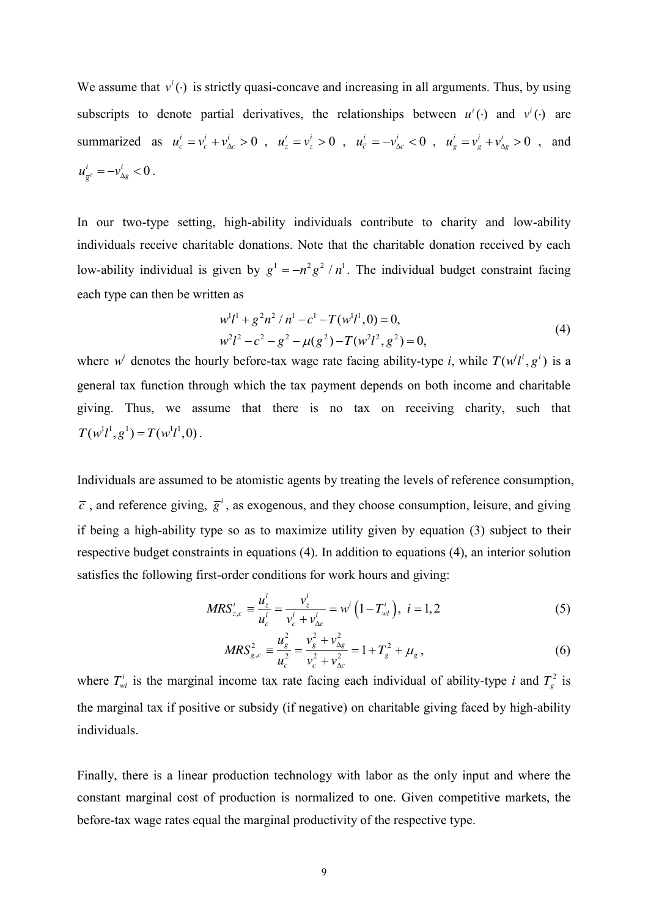We assume that $v^i(\cdot)$ is strictly quasi-concave and increasing in all arguments. Thus, by using subscripts to denote partial derivatives, the relationships between $u^i(\cdot)$ and $v^i(\cdot)$ are summarized as $u_c^i = v_c^i + v_{\Delta c}^i > 0$, $u_z^i = v_z^i > 0$, $u_{\bar{c}}^i = -v_{\Delta c}^i < 0$, $u_g^i = v_g^i + v_{\Delta g}^i > 0$, and $u_{\bar{g}^i}^i = -v_{\Delta g}^i < 0$.

In our two-type setting, high-ability individuals contribute to charity and low-ability individuals receive charitable donations. Note that the charitable donation received by each low-ability individual is given by $g^1 = -n^2 g^2 / n^1$. The individual budget constraint facing each type can then be written as

$$
\begin{aligned}
&w^1 l^1 + g^2 n^2 / n^1 - c^1 - T(w^1 l^1, 0) = 0, \\
&w^2 l^2 - c^2 - g^2 - \mu(g^2) - T(w^2 l^2, g^2) = 0,
\end{aligned}
\tag{4}
$$

where $w^i$ denotes the hourly before-tax wage rate facing ability-type *i*, while $T(w^i l^i, g^i)$ is a general tax function through which the tax payment depends on both income and charitable giving. Thus, we assume that there is no tax on receiving charity, such that $T(w^1 l^1, g^1) = T(w^1 l^1, 0)$.

Individuals are assumed to be atomistic agents by treating the levels of reference consumption, $\bar{c}$, and reference giving, $\bar{g}^i$, as exogenous, and they choose consumption, leisure, and giving if being a high-ability type so as to maximize utility given by equation (3) subject to their respective budget constraints in equations (4). In addition to equations (4), an interior solution satisfies the following first-order conditions for work hours and giving:

$$
MRS_{z,c}^i \equiv \frac{u_z^i}{u_c^i} = \frac{v_z^i}{v_c^i + v_{\Delta c}^i} = w^i \left(1 - T_{wl}^i\right), \; i = 1, 2 \tag{5}
$$

$$
MRS_{g,c}^2 \equiv \frac{u_g^2}{u_c^2} = \frac{v_g^2 + v_{\Delta g}^2}{v_c^2 + v_{\Delta c}^2} = 1 + T_g^2 + \mu_g, \tag{6}
$$

where $T_{wl}^i$ is the marginal income tax rate facing each individual of ability-type *i* and $T_g^2$ is the marginal tax if positive or subsidy (if negative) on charitable giving faced by high-ability individuals.

Finally, there is a linear production technology with labor as the only input and where the constant marginal cost of production is normalized to one. Given competitive markets, the before-tax wage rates equal the marginal productivity of the respective type.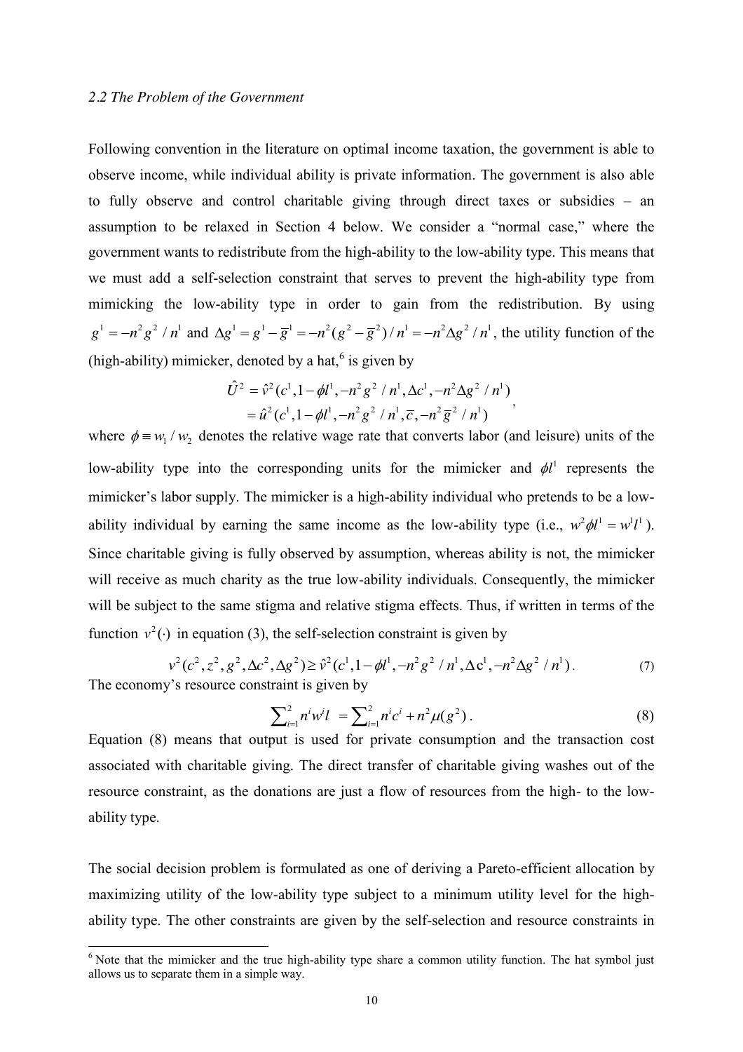*2.2 The Problem of the Government*

Following convention in the literature on optimal income taxation, the government is able to observe income, while individual ability is private information. The government is also able to fully observe and control charitable giving through direct taxes or subsidies – an assumption to be relaxed in Section 4 below. We consider a "normal case," where the government wants to redistribute from the high-ability to the low-ability type. This means that we must add a self-selection constraint that serves to prevent the high-ability type from mimicking the low-ability type in order to gain from the redistribution. By using $g^1 = -n^2 g^2 / n^1$ and $\Delta g^1 = g^1 - \bar{g}^1 = -n^2 (g^2 - \bar{g}^2) / n^1 = -n^2 \Delta g^2 / n^1$, the utility function of the (high-ability) mimicker, denoted by a hat,[6] is given by

$$\hat{U}^2 = \hat{v}^2(c^1, 1-\phi l^1, -n^2 g^2 / n^1, \Delta c^1, -n^2 \Delta g^2 / n^1) \\ = \hat{u}^2(c^1, 1-\phi l^1, -n^2 g^2 / n^1, \bar{c}, -n^2 \bar{g}^2 / n^1),$$

where $\phi \equiv w_1 / w_2$ denotes the relative wage rate that converts labor (and leisure) units of the low-ability type into the corresponding units for the mimicker and $\phi l^1$ represents the mimicker's labor supply. The mimicker is a high-ability individual who pretends to be a low-ability individual by earning the same income as the low-ability type (i.e., $w^2 \phi l^1 = w^1 l^1$). Since charitable giving is fully observed by assumption, whereas ability is not, the mimicker will receive as much charity as the true low-ability individuals. Consequently, the mimicker will be subject to the same stigma and relative stigma effects. Thus, if written in terms of the function $v^2(\cdot)$ in equation (3), the self-selection constraint is given by

$$v^2(c^2, z^2, g^2, \Delta c^2, \Delta g^2) \geq \hat{v}^2(c^1, 1-\phi l^1, -n^2 g^2 / n^1, \Delta c^1, -n^2 \Delta g^2 / n^1). \tag{7}$$

The economy's resource constraint is given by

$$\sum_{i=1}^{2} n^i w^i l = \sum_{i=1}^{2} n^i c^i + n^2 \mu(g^2). \tag{8}$$

Equation (8) means that output is used for private consumption and the transaction cost associated with charitable giving. The direct transfer of charitable giving washes out of the resource constraint, as the donations are just a flow of resources from the high- to the low-ability type.

The social decision problem is formulated as one of deriving a Pareto-efficient allocation by maximizing utility of the low-ability type subject to a minimum utility level for the high-ability type. The other constraints are given by the self-selection and resource constraints in

[6] Note that the mimicker and the true high-ability type share a common utility function. The hat symbol just allows us to separate them in a simple way.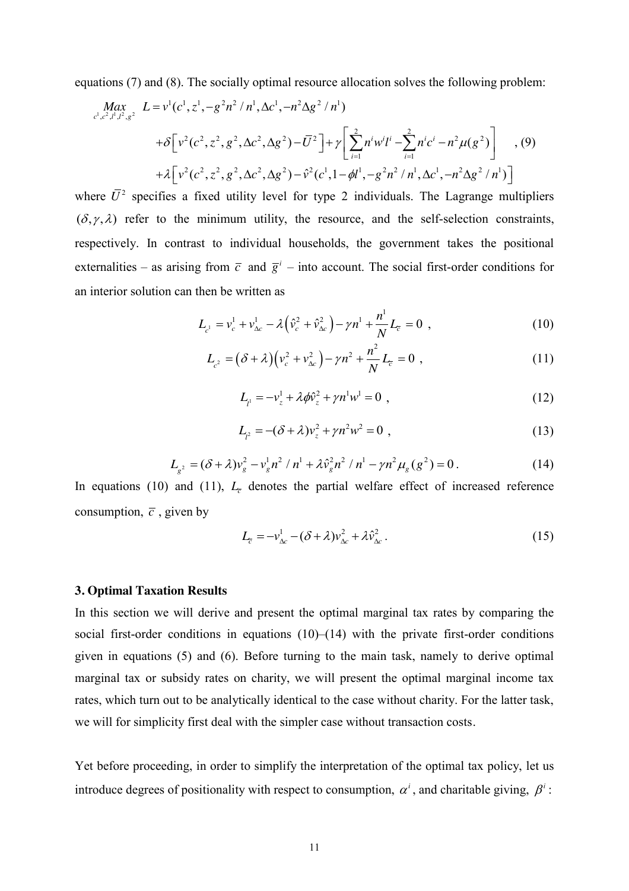equations (7) and (8). The socially optimal resource allocation solves the following problem:

$$
\begin{aligned}
\underset{c^1,c^2,l^1,l^2,g^2}{Max} \quad L = & \, v^1(c^1, z^1, -g^2 n^2/n^1, \Delta c^1, -n^2 \Delta g^2/n^1) \\
& + \delta\left[ v^2(c^2, z^2, g^2, \Delta c^2, \Delta g^2) - \bar{U}^2 \right] + \gamma\left[ \sum_{i=1}^{2} n^i w^i l^i - \sum_{i=1}^{2} n^i c^i - n^2 \mu(g^2) \right] \\
& + \lambda\left[ v^2(c^2, z^2, g^2, \Delta c^2, \Delta g^2) - \hat{v}^2(c^1, 1-\phi l^1, -g^2 n^2/n^1, \Delta c^1, -n^2 \Delta g^2/n^1) \right]
\end{aligned}
\quad (9)
$$

where $\bar{U}^2$ specifies a fixed utility level for type 2 individuals. The Lagrange multipliers $(\delta, \gamma, \lambda)$ refer to the minimum utility, the resource, and the self-selection constraints, respectively. In contrast to individual households, the government takes the positional externalities – as arising from $\bar{c}$ and $\bar{g}^i$ – into account. The social first-order conditions for an interior solution can then be written as

$$L_{c^1} = v_c^1 + v_{\Delta c}^1 - \lambda\left(\hat{v}_c^2 + \hat{v}_{\Delta c}^2\right) - \gamma n^1 + \frac{n^1}{N} L_{\bar{c}} = 0 \ , \quad (10)$$

$$L_{c^2} = \left(\delta + \lambda\right)\left(v_c^2 + v_{\Delta c}^2\right) - \gamma n^2 + \frac{n^2}{N} L_{\bar{c}} = 0 \ , \quad (11)$$

$$L_{l^1} = -v_z^1 + \lambda \phi \hat{v}_z^2 + \gamma n^1 w^1 = 0 \ , \quad (12)$$

$$L_{l^2} = -(\delta + \lambda) v_z^2 + \gamma n^2 w^2 = 0 \ , \quad (13)$$

$$L_{g^2} = (\delta + \lambda) v_g^2 - v_g^1 n^2/n^1 + \lambda \hat{v}_g^2 n^2/n^1 - \gamma n^2 \mu_g(g^2) = 0 \, . \quad (14)$$

In equations (10) and (11), $L_{\bar{c}}$ denotes the partial welfare effect of increased reference consumption, $\bar{c}$, given by

$$L_{\bar{c}} = -v_{\Delta c}^1 - (\delta + \lambda) v_{\Delta c}^2 + \lambda \hat{v}_{\Delta c}^2 \, . \quad (15)$$

### 3. Optimal Taxation Results

In this section we will derive and present the optimal marginal tax rates by comparing the social first-order conditions in equations (10)–(14) with the private first-order conditions given in equations (5) and (6). Before turning to the main task, namely to derive optimal marginal tax or subsidy rates on charity, we will present the optimal marginal income tax rates, which turn out to be analytically identical to the case without charity. For the latter task, we will for simplicity first deal with the simpler case without transaction costs.

Yet before proceeding, in order to simplify the interpretation of the optimal tax policy, let us introduce degrees of positionality with respect to consumption, $\alpha^i$, and charitable giving, $\beta^i$: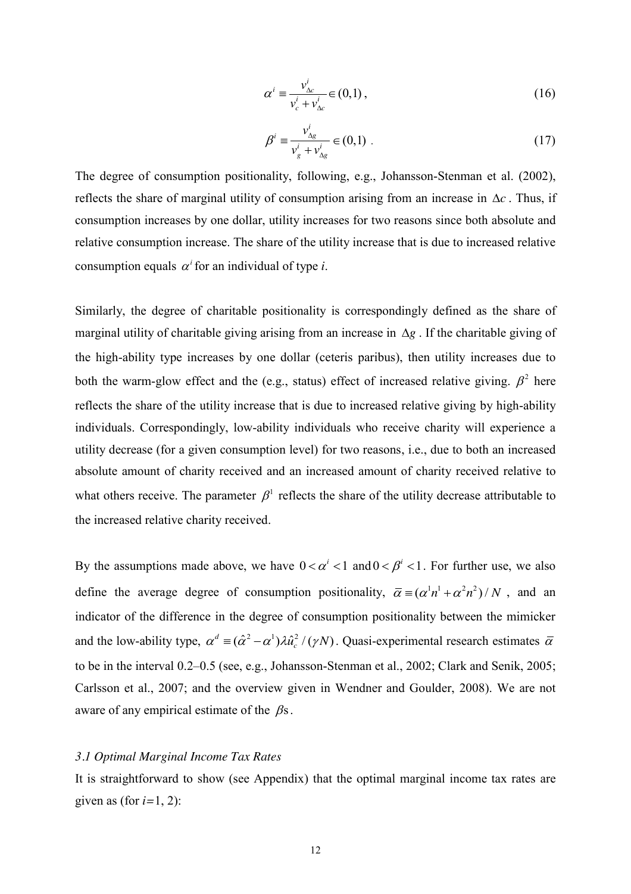$$\alpha^i \equiv \frac{v^i_{\Delta c}}{v^i_c + v^i_{\Delta c}} \in (0,1), \tag{16}$$

$$\beta^i \equiv \frac{v^i_{\Delta g}}{v^i_g + v^i_{\Delta g}} \in (0,1) . \tag{17}$$

The degree of consumption positionality, following, e.g., Johansson-Stenman et al. (2002), reflects the share of marginal utility of consumption arising from an increase in $\Delta c$. Thus, if consumption increases by one dollar, utility increases for two reasons since both absolute and relative consumption increase. The share of the utility increase that is due to increased relative consumption equals $\alpha^i$ for an individual of type *i*.

Similarly, the degree of charitable positionality is correspondingly defined as the share of marginal utility of charitable giving arising from an increase in $\Delta g$. If the charitable giving of the high-ability type increases by one dollar (ceteris paribus), then utility increases due to both the warm-glow effect and the (e.g., status) effect of increased relative giving. $\beta^2$ here reflects the share of the utility increase that is due to increased relative giving by high-ability individuals. Correspondingly, low-ability individuals who receive charity will experience a utility decrease (for a given consumption level) for two reasons, i.e., due to both an increased absolute amount of charity received and an increased amount of charity received relative to what others receive. The parameter $\beta^1$ reflects the share of the utility decrease attributable to the increased relative charity received.

By the assumptions made above, we have $0 < \alpha^i < 1$ and $0 < \beta^i < 1$. For further use, we also define the average degree of consumption positionality, $\bar{\alpha} \equiv (\alpha^1 n^1 + \alpha^2 n^2)/N$, and an indicator of the difference in the degree of consumption positionality between the mimicker and the low-ability type, $\alpha^d \equiv (\hat{\alpha}^2 - \alpha^1)\lambda \hat{u}^2_c / (\gamma N)$. Quasi-experimental research estimates $\bar{\alpha}$ to be in the interval 0.2–0.5 (see, e.g., Johansson-Stenman et al., 2002; Clark and Senik, 2005; Carlsson et al., 2007; and the overview given in Wendner and Goulder, 2008). We are not aware of any empirical estimate of the $\beta$s.

### *3.1 Optimal Marginal Income Tax Rates*

It is straightforward to show (see Appendix) that the optimal marginal income tax rates are given as (for *i*=1, 2):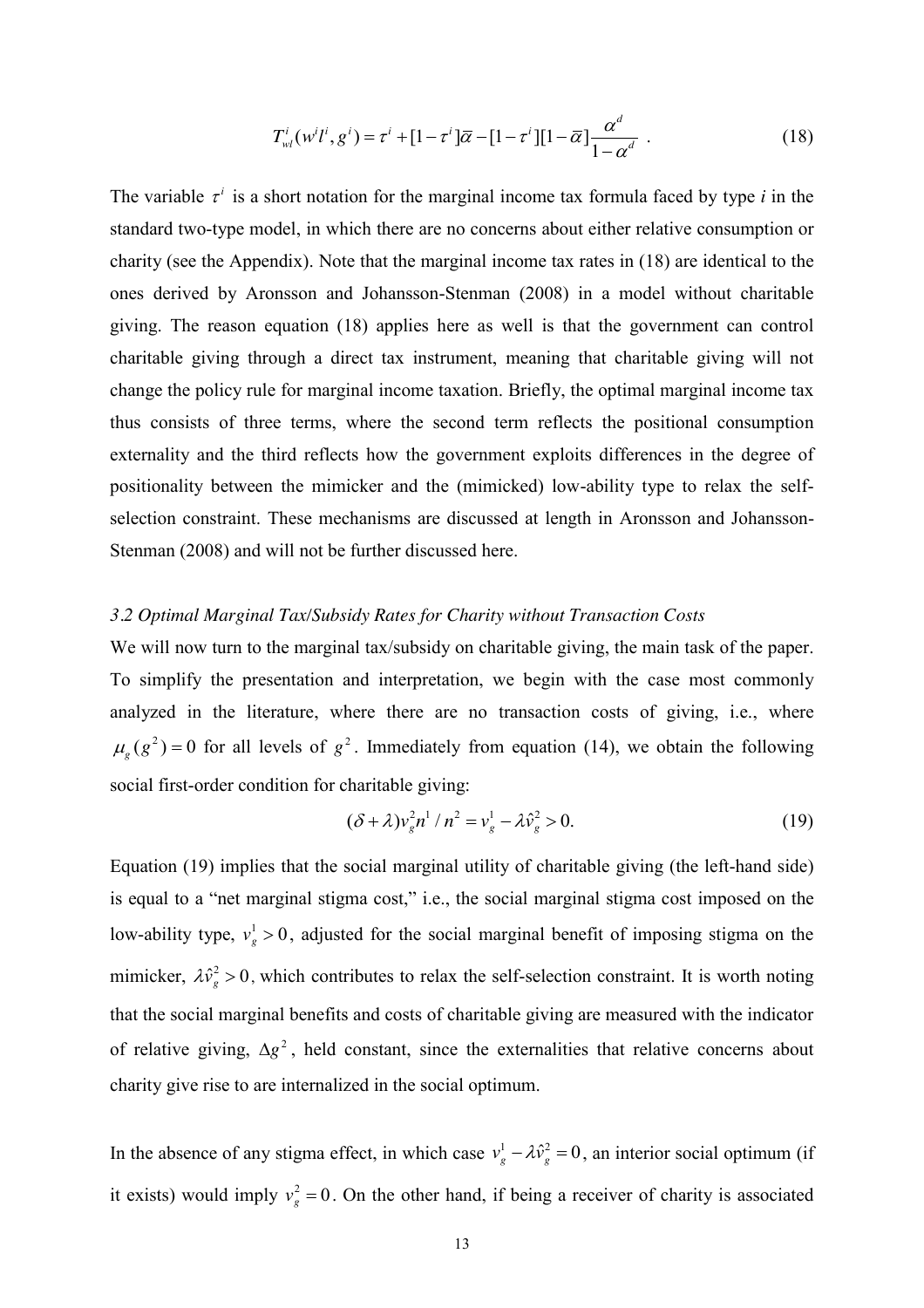$$T^i_{wl}(w^i l^i, g^i) = \tau^i + [1-\tau^i]\bar{\alpha} - [1-\tau^i][1-\bar{\alpha}]\frac{\alpha^d}{1-\alpha^d} \ . \tag{18}$$

The variable $\tau^i$ is a short notation for the marginal income tax formula faced by type *i* in the standard two-type model, in which there are no concerns about either relative consumption or charity (see the Appendix). Note that the marginal income tax rates in (18) are identical to the ones derived by Aronsson and Johansson-Stenman (2008) in a model without charitable giving. The reason equation (18) applies here as well is that the government can control charitable giving through a direct tax instrument, meaning that charitable giving will not change the policy rule for marginal income taxation. Briefly, the optimal marginal income tax thus consists of three terms, where the second term reflects the positional consumption externality and the third reflects how the government exploits differences in the degree of positionality between the mimicker and the (mimicked) low-ability type to relax the self-selection constraint. These mechanisms are discussed at length in Aronsson and Johansson-Stenman (2008) and will not be further discussed here.

### *3.2 Optimal Marginal Tax/Subsidy Rates for Charity without Transaction Costs*

We will now turn to the marginal tax/subsidy on charitable giving, the main task of the paper. To simplify the presentation and interpretation, we begin with the case most commonly analyzed in the literature, where there are no transaction costs of giving, i.e., where $\mu_g(g^2) = 0$ for all levels of $g^2$. Immediately from equation (14), we obtain the following social first-order condition for charitable giving:

$$(\delta + \lambda)v_g^2 n^1 / n^2 = v_g^1 - \lambda \hat{v}_g^2 > 0. \tag{19}$$

Equation (19) implies that the social marginal utility of charitable giving (the left-hand side) is equal to a "net marginal stigma cost," i.e., the social marginal stigma cost imposed on the low-ability type, $v_g^1 > 0$, adjusted for the social marginal benefit of imposing stigma on the mimicker, $\lambda \hat{v}_g^2 > 0$, which contributes to relax the self-selection constraint. It is worth noting that the social marginal benefits and costs of charitable giving are measured with the indicator of relative giving, $\Delta g^2$, held constant, since the externalities that relative concerns about charity give rise to are internalized in the social optimum.

In the absence of any stigma effect, in which case $v_g^1 - \lambda \hat{v}_g^2 = 0$, an interior social optimum (if it exists) would imply $v_g^2 = 0$. On the other hand, if being a receiver of charity is associated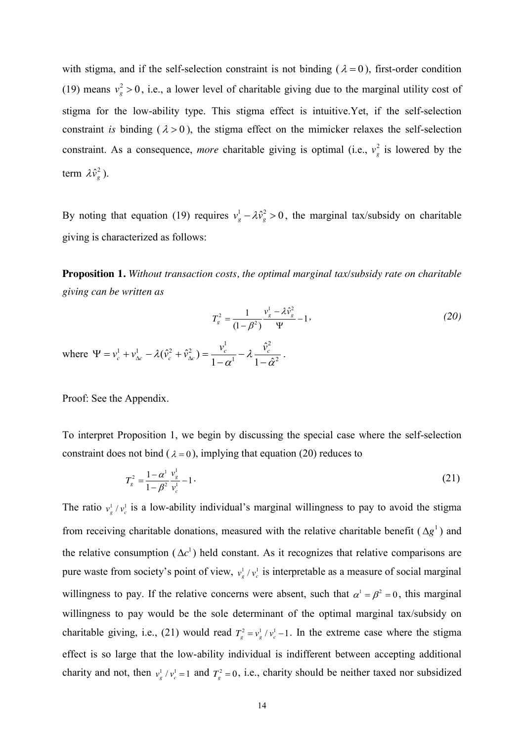with stigma, and if the self-selection constraint is not binding ($\lambda = 0$), first-order condition (19) means $v_g^2 > 0$, i.e., a lower level of charitable giving due to the marginal utility cost of stigma for the low-ability type. This stigma effect is intuitive.Yet, if the self-selection constraint *is* binding ($\lambda > 0$), the stigma effect on the mimicker relaxes the self-selection constraint. As a consequence, *more* charitable giving is optimal (i.e., $v_g^2$ is lowered by the term $\lambda \hat{v}_g^2$).

By noting that equation (19) requires $v_g^1 - \lambda \hat{v}_g^2 > 0$, the marginal tax/subsidy on charitable giving is characterized as follows:

**Proposition 1.** *Without transaction costs, the optimal marginal tax/subsidy rate on charitable giving can be written as*

$$T_g^2 = \frac{1}{(1-\beta^2)} \frac{v_g^1 - \lambda \hat{v}_g^2}{\Psi} - 1, \tag{20}$$

where $\Psi = v_c^1 + v_{\Delta c}^1 - \lambda(\hat{v}_c^2 + \hat{v}_{\Delta c}^2) = \dfrac{v_c^1}{1-\alpha^1} - \lambda \dfrac{\hat{v}_c^2}{1-\hat{\alpha}^2}$.

Proof: See the Appendix.

To interpret Proposition 1, we begin by discussing the special case where the self-selection constraint does not bind ($\lambda = 0$), implying that equation (20) reduces to

$$T_g^2 = \frac{1-\alpha^1}{1-\beta^2} \frac{v_g^1}{v_c^1} - 1. \tag{21}$$

The ratio $v_g^1 / v_c^1$ is a low-ability individual's marginal willingness to pay to avoid the stigma from receiving charitable donations, measured with the relative charitable benefit ($\Delta g^1$) and the relative consumption ($\Delta c^1$) held constant. As it recognizes that relative comparisons are pure waste from society's point of view, $v_g^1 / v_c^1$ is interpretable as a measure of social marginal willingness to pay. If the relative concerns were absent, such that $\alpha^1 = \beta^2 = 0$, this marginal willingness to pay would be the sole determinant of the optimal marginal tax/subsidy on charitable giving, i.e., (21) would read $T_g^2 = v_g^1 / v_c^1 - 1$. In the extreme case where the stigma effect is so large that the low-ability individual is indifferent between accepting additional charity and not, then $v_g^1 / v_c^1 = 1$ and $T_g^2 = 0$, i.e., charity should be neither taxed nor subsidized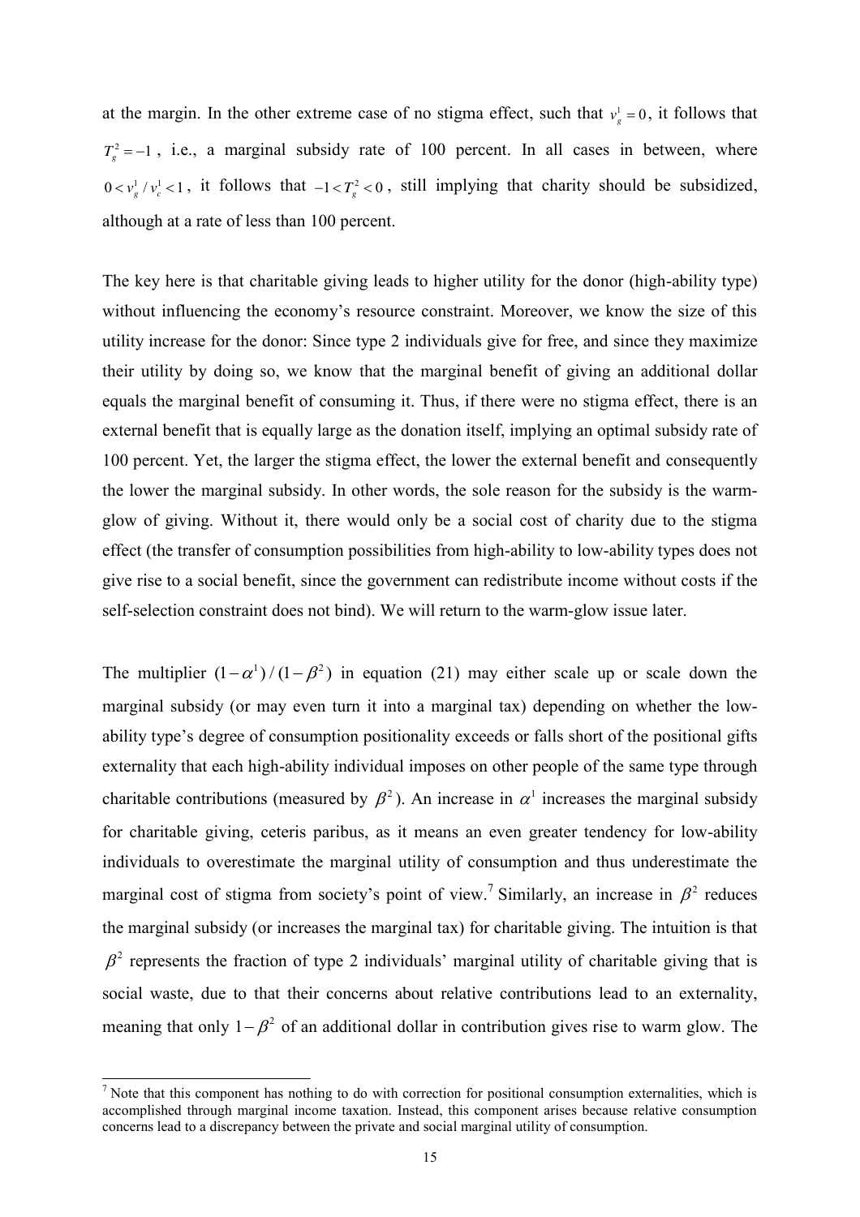at the margin. In the other extreme case of no stigma effect, such that $v_g^1 = 0$, it follows that $T_g^2 = -1$, i.e., a marginal subsidy rate of 100 percent. In all cases in between, where $0 < v_g^1 / v_c^1 < 1$, it follows that $-1 < T_g^2 < 0$, still implying that charity should be subsidized, although at a rate of less than 100 percent.

The key here is that charitable giving leads to higher utility for the donor (high-ability type) without influencing the economy's resource constraint. Moreover, we know the size of this utility increase for the donor: Since type 2 individuals give for free, and since they maximize their utility by doing so, we know that the marginal benefit of giving an additional dollar equals the marginal benefit of consuming it. Thus, if there were no stigma effect, there is an external benefit that is equally large as the donation itself, implying an optimal subsidy rate of 100 percent. Yet, the larger the stigma effect, the lower the external benefit and consequently the lower the marginal subsidy. In other words, the sole reason for the subsidy is the warm-glow of giving. Without it, there would only be a social cost of charity due to the stigma effect (the transfer of consumption possibilities from high-ability to low-ability types does not give rise to a social benefit, since the government can redistribute income without costs if the self-selection constraint does not bind). We will return to the warm-glow issue later.

The multiplier $(1-\alpha^1)/(1-\beta^2)$ in equation (21) may either scale up or scale down the marginal subsidy (or may even turn it into a marginal tax) depending on whether the low-ability type's degree of consumption positionality exceeds or falls short of the positional gifts externality that each high-ability individual imposes on other people of the same type through charitable contributions (measured by $\beta^2$). An increase in $\alpha^1$ increases the marginal subsidy for charitable giving, ceteris paribus, as it means an even greater tendency for low-ability individuals to overestimate the marginal utility of consumption and thus underestimate the marginal cost of stigma from society's point of view.[7] Similarly, an increase in $\beta^2$ reduces the marginal subsidy (or increases the marginal tax) for charitable giving. The intuition is that $\beta^2$ represents the fraction of type 2 individuals' marginal utility of charitable giving that is social waste, due to that their concerns about relative contributions lead to an externality, meaning that only $1-\beta^2$ of an additional dollar in contribution gives rise to warm glow. The

[7] Note that this component has nothing to do with correction for positional consumption externalities, which is accomplished through marginal income taxation. Instead, this component arises because relative consumption concerns lead to a discrepancy between the private and social marginal utility of consumption.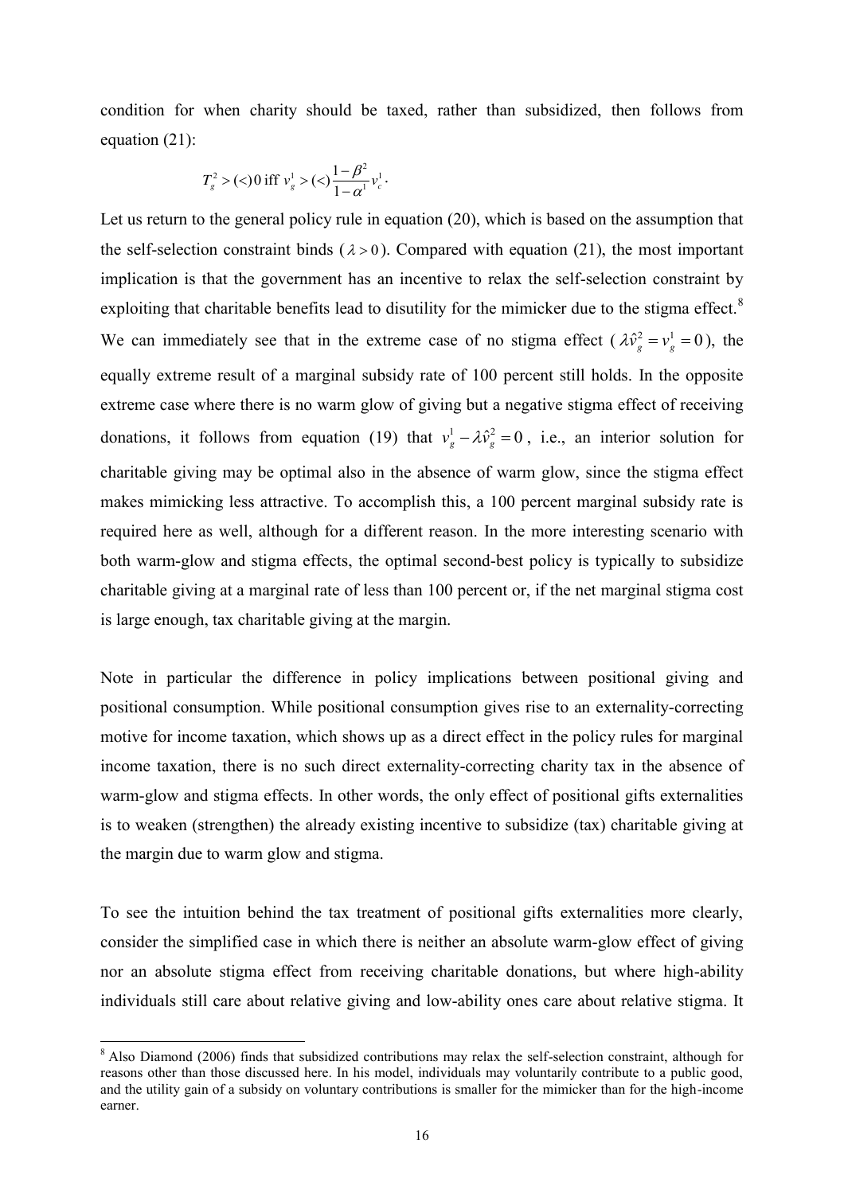condition for when charity should be taxed, rather than subsidized, then follows from equation (21):

$$T_g^2 > (<) 0 \text{ iff } v_g^1 > (<) \frac{1-\beta^2}{1-\alpha^1} v_c^1 .$$

Let us return to the general policy rule in equation (20), which is based on the assumption that the self-selection constraint binds ($\lambda > 0$). Compared with equation (21), the most important implication is that the government has an incentive to relax the self-selection constraint by exploiting that charitable benefits lead to disutility for the mimicker due to the stigma effect.[8] We can immediately see that in the extreme case of no stigma effect ($\lambda \hat{v}_g^2 = v_g^1 = 0$), the equally extreme result of a marginal subsidy rate of 100 percent still holds. In the opposite extreme case where there is no warm glow of giving but a negative stigma effect of receiving donations, it follows from equation (19) that $v_g^1 - \lambda \hat{v}_g^2 = 0$, i.e., an interior solution for charitable giving may be optimal also in the absence of warm glow, since the stigma effect makes mimicking less attractive. To accomplish this, a 100 percent marginal subsidy rate is required here as well, although for a different reason. In the more interesting scenario with both warm-glow and stigma effects, the optimal second-best policy is typically to subsidize charitable giving at a marginal rate of less than 100 percent or, if the net marginal stigma cost is large enough, tax charitable giving at the margin.

Note in particular the difference in policy implications between positional giving and positional consumption. While positional consumption gives rise to an externality-correcting motive for income taxation, which shows up as a direct effect in the policy rules for marginal income taxation, there is no such direct externality-correcting charity tax in the absence of warm-glow and stigma effects. In other words, the only effect of positional gifts externalities is to weaken (strengthen) the already existing incentive to subsidize (tax) charitable giving at the margin due to warm glow and stigma.

To see the intuition behind the tax treatment of positional gifts externalities more clearly, consider the simplified case in which there is neither an absolute warm-glow effect of giving nor an absolute stigma effect from receiving charitable donations, but where high-ability individuals still care about relative giving and low-ability ones care about relative stigma. It

[8] Also Diamond (2006) finds that subsidized contributions may relax the self-selection constraint, although for reasons other than those discussed here. In his model, individuals may voluntarily contribute to a public good, and the utility gain of a subsidy on voluntary contributions is smaller for the mimicker than for the high-income earner.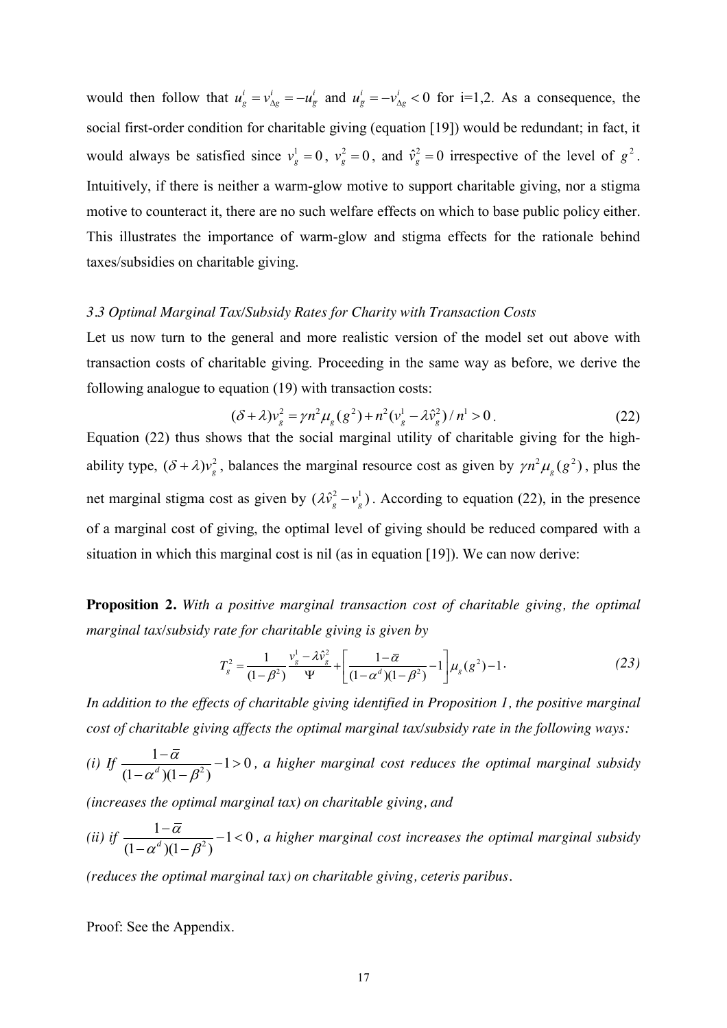would then follow that $u_g^i = v_{\Delta g}^i = -u_{\bar{g}}^i$ and $u_{\bar{g}}^i = -v_{\Delta g}^i < 0$ for i=1,2. As a consequence, the social first-order condition for charitable giving (equation [19]) would be redundant; in fact, it would always be satisfied since $v_g^1 = 0$, $v_g^2 = 0$, and $\hat{v}_g^2 = 0$ irrespective of the level of $g^2$. Intuitively, if there is neither a warm-glow motive to support charitable giving, nor a stigma motive to counteract it, there are no such welfare effects on which to base public policy either. This illustrates the importance of warm-glow and stigma effects for the rationale behind taxes/subsidies on charitable giving.

### *3.3 Optimal Marginal Tax/Subsidy Rates for Charity with Transaction Costs*

Let us now turn to the general and more realistic version of the model set out above with transaction costs of charitable giving. Proceeding in the same way as before, we derive the following analogue to equation (19) with transaction costs:

$$(\delta + \lambda) v_g^2 = \gamma n^2 \mu_g(g^2) + n^2 (v_g^1 - \lambda \hat{v}_g^2) / n^1 > 0 . \tag{22}$$

Equation (22) thus shows that the social marginal utility of charitable giving for the high-ability type, $(\delta + \lambda) v_g^2$, balances the marginal resource cost as given by $\gamma n^2 \mu_g(g^2)$, plus the net marginal stigma cost as given by $(\lambda \hat{v}_g^2 - v_g^1)$. According to equation (22), in the presence of a marginal cost of giving, the optimal level of giving should be reduced compared with a situation in which this marginal cost is nil (as in equation [19]). We can now derive:

**Proposition 2.** *With a positive marginal transaction cost of charitable giving, the optimal marginal tax/subsidy rate for charitable giving is given by*

$$T_g^2 = \frac{1}{(1-\beta^2)} \frac{v_g^1 - \lambda \hat{v}_g^2}{\Psi} + \left[ \frac{1-\bar{\alpha}}{(1-\alpha^d)(1-\beta^2)} - 1 \right] \mu_g(g^2) - 1 . \tag{23}$$

*In addition to the effects of charitable giving identified in Proposition 1, the positive marginal cost of charitable giving affects the optimal marginal tax/subsidy rate in the following ways:*

*(i) If* $\frac{1-\bar{\alpha}}{(1-\alpha^d)(1-\beta^2)} - 1 > 0$*, a higher marginal cost reduces the optimal marginal subsidy (increases the optimal marginal tax) on charitable giving, and*

*(ii) if* $\frac{1-\bar{\alpha}}{(1-\alpha^d)(1-\beta^2)} - 1 < 0$*, a higher marginal cost increases the optimal marginal subsidy (reduces the optimal marginal tax) on charitable giving, ceteris paribus.*

Proof: See the Appendix.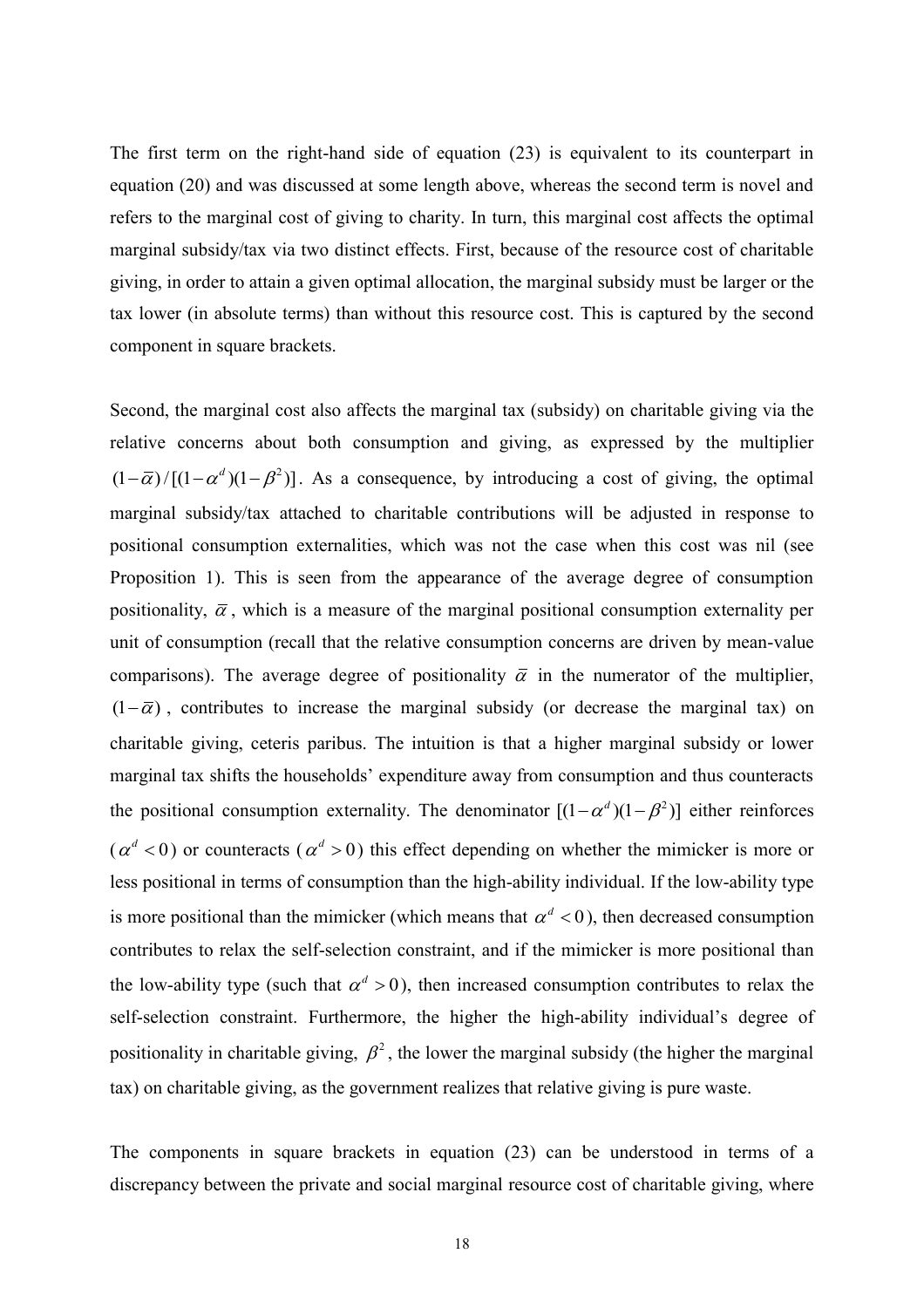The first term on the right-hand side of equation (23) is equivalent to its counterpart in equation (20) and was discussed at some length above, whereas the second term is novel and refers to the marginal cost of giving to charity. In turn, this marginal cost affects the optimal marginal subsidy/tax via two distinct effects. First, because of the resource cost of charitable giving, in order to attain a given optimal allocation, the marginal subsidy must be larger or the tax lower (in absolute terms) than without this resource cost. This is captured by the second component in square brackets.

Second, the marginal cost also affects the marginal tax (subsidy) on charitable giving via the relative concerns about both consumption and giving, as expressed by the multiplier $(1-\bar{\alpha})/[(1-\alpha^d)(1-\beta^2)]$. As a consequence, by introducing a cost of giving, the optimal marginal subsidy/tax attached to charitable contributions will be adjusted in response to positional consumption externalities, which was not the case when this cost was nil (see Proposition 1). This is seen from the appearance of the average degree of consumption positionality, $\bar{\alpha}$, which is a measure of the marginal positional consumption externality per unit of consumption (recall that the relative consumption concerns are driven by mean-value comparisons). The average degree of positionality $\bar{\alpha}$ in the numerator of the multiplier, $(1-\bar{\alpha})$, contributes to increase the marginal subsidy (or decrease the marginal tax) on charitable giving, ceteris paribus. The intuition is that a higher marginal subsidy or lower marginal tax shifts the households' expenditure away from consumption and thus counteracts the positional consumption externality. The denominator $[(1-\alpha^d)(1-\beta^2)]$ either reinforces ($\alpha^d < 0$) or counteracts ($\alpha^d > 0$) this effect depending on whether the mimicker is more or less positional in terms of consumption than the high-ability individual. If the low-ability type is more positional than the mimicker (which means that $\alpha^d < 0$), then decreased consumption contributes to relax the self-selection constraint, and if the mimicker is more positional than the low-ability type (such that $\alpha^d > 0$), then increased consumption contributes to relax the self-selection constraint. Furthermore, the higher the high-ability individual's degree of positionality in charitable giving, $\beta^2$, the lower the marginal subsidy (the higher the marginal tax) on charitable giving, as the government realizes that relative giving is pure waste.

The components in square brackets in equation (23) can be understood in terms of a discrepancy between the private and social marginal resource cost of charitable giving, where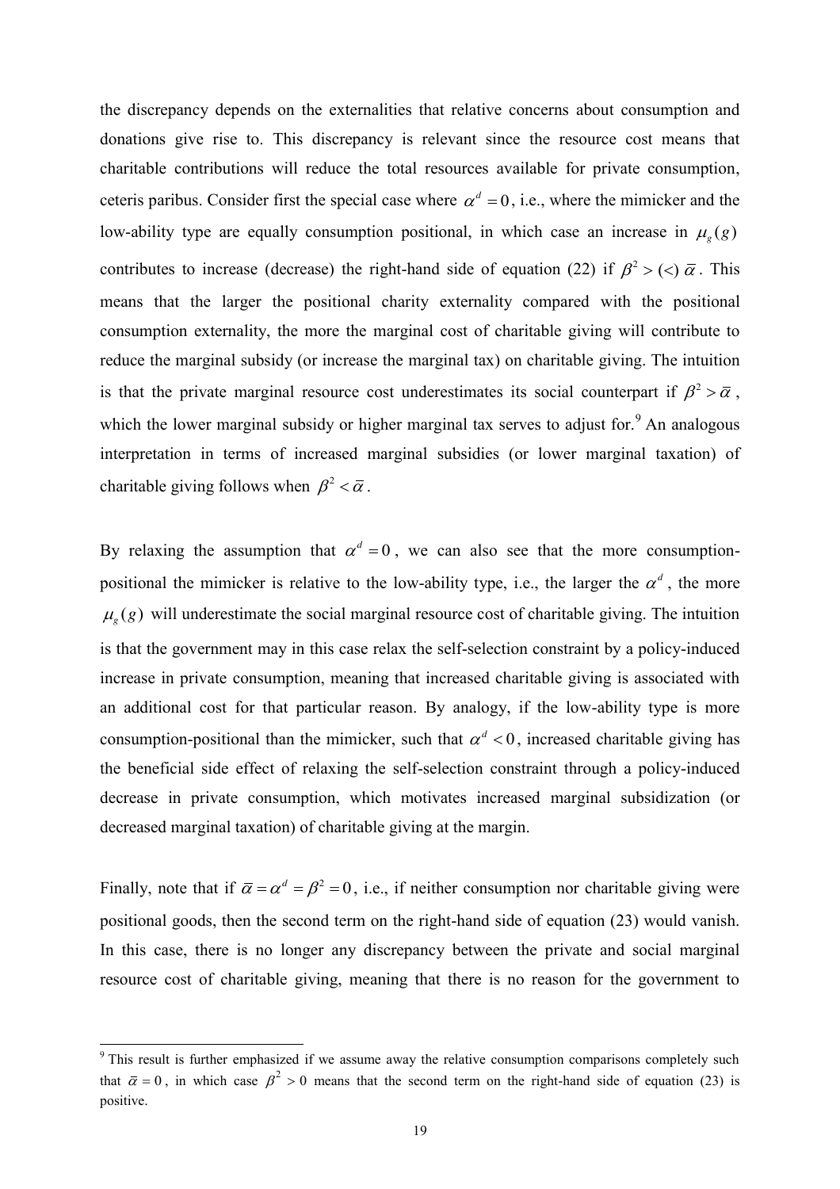the discrepancy depends on the externalities that relative concerns about consumption and donations give rise to. This discrepancy is relevant since the resource cost means that charitable contributions will reduce the total resources available for private consumption, ceteris paribus. Consider first the special case where $\alpha^d = 0$, i.e., where the mimicker and the low-ability type are equally consumption positional, in which case an increase in $\mu_g(g)$ contributes to increase (decrease) the right-hand side of equation (22) if $\beta^2 > (<)\ \bar{\alpha}$. This means that the larger the positional charity externality compared with the positional consumption externality, the more the marginal cost of charitable giving will contribute to reduce the marginal subsidy (or increase the marginal tax) on charitable giving. The intuition is that the private marginal resource cost underestimates its social counterpart if $\beta^2 > \bar{\alpha}$, which the lower marginal subsidy or higher marginal tax serves to adjust for.[9] An analogous interpretation in terms of increased marginal subsidies (or lower marginal taxation) of charitable giving follows when $\beta^2 < \bar{\alpha}$.

By relaxing the assumption that $\alpha^d = 0$, we can also see that the more consumption-positional the mimicker is relative to the low-ability type, i.e., the larger the $\alpha^d$, the more $\mu_g(g)$ will underestimate the social marginal resource cost of charitable giving. The intuition is that the government may in this case relax the self-selection constraint by a policy-induced increase in private consumption, meaning that increased charitable giving is associated with an additional cost for that particular reason. By analogy, if the low-ability type is more consumption-positional than the mimicker, such that $\alpha^d < 0$, increased charitable giving has the beneficial side effect of relaxing the self-selection constraint through a policy-induced decrease in private consumption, which motivates increased marginal subsidization (or decreased marginal taxation) of charitable giving at the margin.

Finally, note that if $\bar{\alpha} = \alpha^d = \beta^2 = 0$, i.e., if neither consumption nor charitable giving were positional goods, then the second term on the right-hand side of equation (23) would vanish. In this case, there is no longer any discrepancy between the private and social marginal resource cost of charitable giving, meaning that there is no reason for the government to

[9] This result is further emphasized if we assume away the relative consumption comparisons completely such that $\bar{\alpha} = 0$, in which case $\beta^2 > 0$ means that the second term on the right-hand side of equation (23) is positive.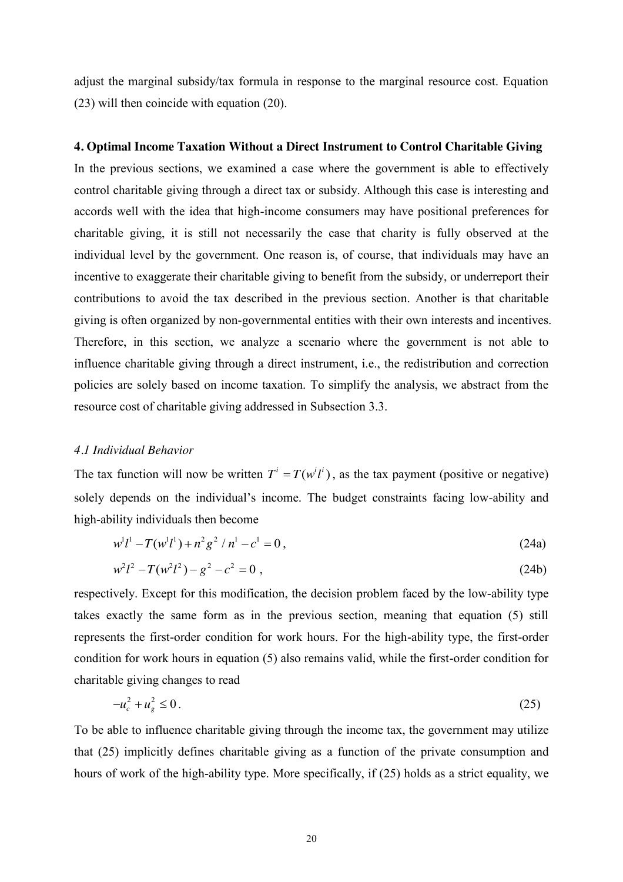adjust the marginal subsidy/tax formula in response to the marginal resource cost. Equation (23) will then coincide with equation (20).

## 4. Optimal Income Taxation Without a Direct Instrument to Control Charitable Giving

In the previous sections, we examined a case where the government is able to effectively control charitable giving through a direct tax or subsidy. Although this case is interesting and accords well with the idea that high-income consumers may have positional preferences for charitable giving, it is still not necessarily the case that charity is fully observed at the individual level by the government. One reason is, of course, that individuals may have an incentive to exaggerate their charitable giving to benefit from the subsidy, or underreport their contributions to avoid the tax described in the previous section. Another is that charitable giving is often organized by non-governmental entities with their own interests and incentives. Therefore, in this section, we analyze a scenario where the government is not able to influence charitable giving through a direct instrument, i.e., the redistribution and correction policies are solely based on income taxation. To simplify the analysis, we abstract from the resource cost of charitable giving addressed in Subsection 3.3.

### *4.1 Individual Behavior*

The tax function will now be written $T^i = T(w^i l^i)$, as the tax payment (positive or negative) solely depends on the individual's income. The budget constraints facing low-ability and high-ability individuals then become

$$w^1 l^1 - T(w^1 l^1) + n^2 g^2 / n^1 - c^1 = 0\,, \tag{24a}$$

$$w^2 l^2 - T(w^2 l^2) - g^2 - c^2 = 0\ , \tag{24b}$$

respectively. Except for this modification, the decision problem faced by the low-ability type takes exactly the same form as in the previous section, meaning that equation (5) still represents the first-order condition for work hours. For the high-ability type, the first-order condition for work hours in equation (5) also remains valid, while the first-order condition for charitable giving changes to read

$$-u_c^2 + u_g^2 \leq 0\,. \tag{25}$$

To be able to influence charitable giving through the income tax, the government may utilize that (25) implicitly defines charitable giving as a function of the private consumption and hours of work of the high-ability type. More specifically, if (25) holds as a strict equality, we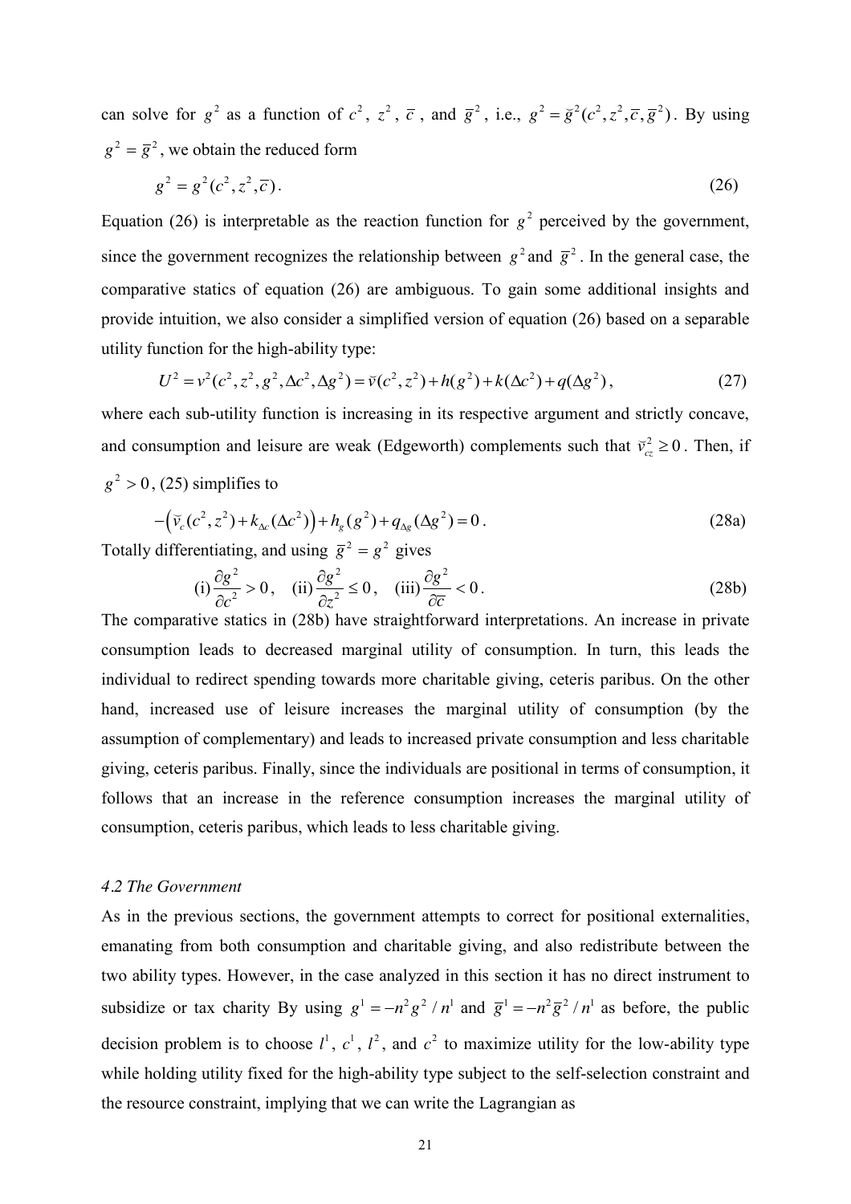can solve for $g^2$ as a function of $c^2$, $z^2$, $\bar{c}$, and $\bar{g}^2$, i.e., $g^2 = \breve{g}^2(c^2, z^2, \bar{c}, \bar{g}^2)$. By using $g^2 = \bar{g}^2$, we obtain the reduced form

$$g^2 = g^2(c^2, z^2, \bar{c}). \tag{26}$$

Equation (26) is interpretable as the reaction function for $g^2$ perceived by the government, since the government recognizes the relationship between $g^2$ and $\bar{g}^2$. In the general case, the comparative statics of equation (26) are ambiguous. To gain some additional insights and provide intuition, we also consider a simplified version of equation (26) based on a separable utility function for the high-ability type:

$$U^2 = v^2(c^2, z^2, g^2, \Delta c^2, \Delta g^2) = \breve{v}(c^2, z^2) + h(g^2) + k(\Delta c^2) + q(\Delta g^2), \tag{27}$$

where each sub-utility function is increasing in its respective argument and strictly concave, and consumption and leisure are weak (Edgeworth) complements such that $\breve{v}^2_{cz} \geq 0$. Then, if $g^2 > 0$, (25) simplifies to

$$-\left(\breve{v}_c(c^2, z^2) + k_{\Delta c}(\Delta c^2)\right) + h_g(g^2) + q_{\Delta g}(\Delta g^2) = 0. \tag{28a}$$

Totally differentiating, and using $\bar{g}^2 = g^2$ gives

$$\text{(i)}\ \frac{\partial g^2}{\partial c^2} > 0, \quad \text{(ii)}\ \frac{\partial g^2}{\partial z^2} \leq 0, \quad \text{(iii)}\ \frac{\partial g^2}{\partial \bar{c}} < 0. \tag{28b}$$

The comparative statics in (28b) have straightforward interpretations. An increase in private consumption leads to decreased marginal utility of consumption. In turn, this leads the individual to redirect spending towards more charitable giving, ceteris paribus. On the other hand, increased use of leisure increases the marginal utility of consumption (by the assumption of complementary) and leads to increased private consumption and less charitable giving, ceteris paribus. Finally, since the individuals are positional in terms of consumption, it follows that an increase in the reference consumption increases the marginal utility of consumption, ceteris paribus, which leads to less charitable giving.

### *4.2 The Government*

As in the previous sections, the government attempts to correct for positional externalities, emanating from both consumption and charitable giving, and also redistribute between the two ability types. However, in the case analyzed in this section it has no direct instrument to subsidize or tax charity By using $g^1 = -n^2 g^2 / n^1$ and $\bar{g}^1 = -n^2 \bar{g}^2 / n^1$ as before, the public decision problem is to choose $l^1$, $c^1$, $l^2$, and $c^2$ to maximize utility for the low-ability type while holding utility fixed for the high-ability type subject to the self-selection constraint and the resource constraint, implying that we can write the Lagrangian as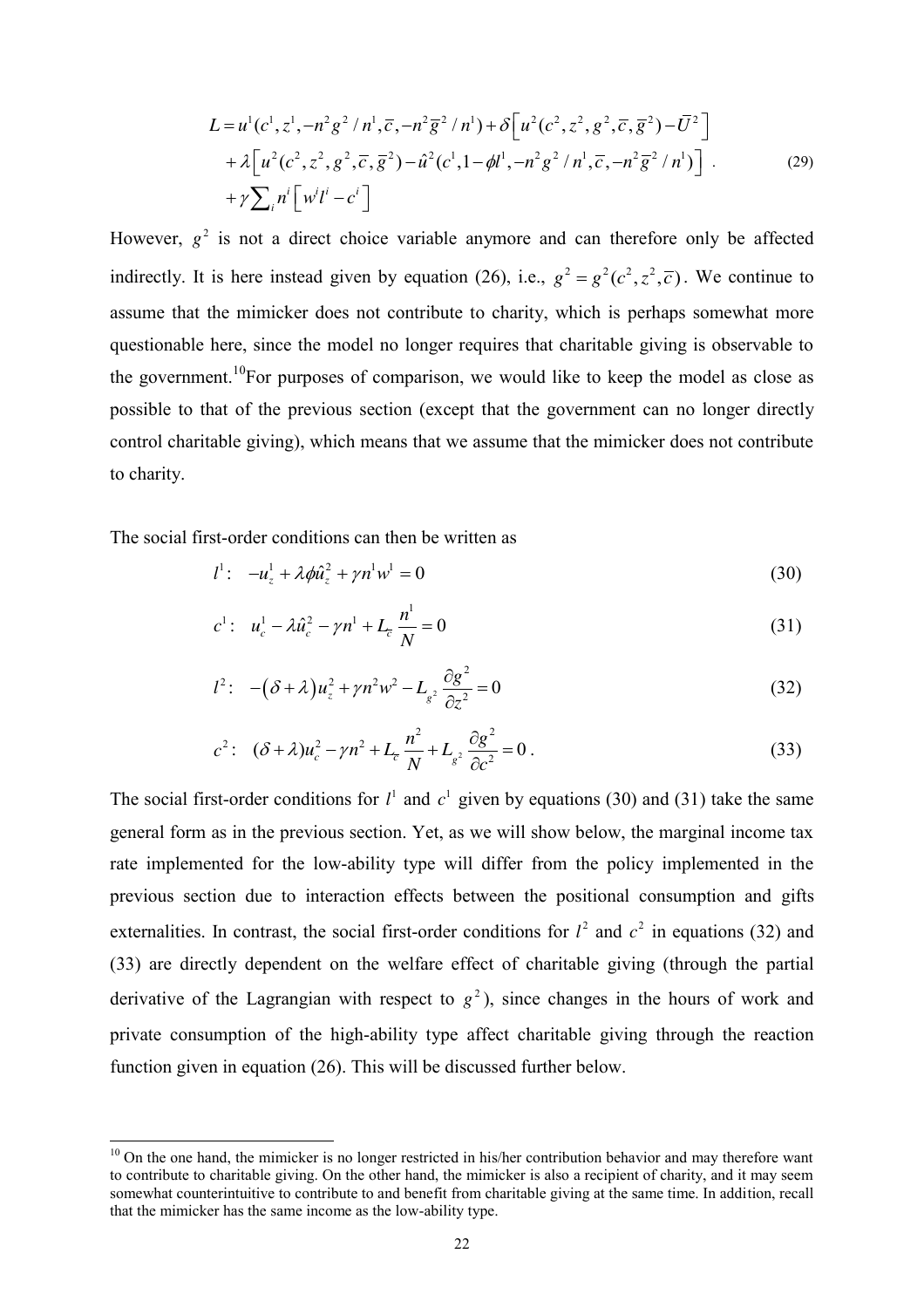$$L = u^1(c^1, z^1, -n^2 g^2 / n^1, \bar{c}, -n^2 \bar{g}^2 / n^1) + \delta \left[ u^2(c^2, z^2, g^2, \bar{c}, \bar{g}^2) - \bar{U}^2 \right] \\ + \lambda \left[ u^2(c^2, z^2, g^2, \bar{c}, \bar{g}^2) - \hat{u}^2(c^1, 1 - \phi l^1, -n^2 g^2 / n^1, \bar{c}, -n^2 \bar{g}^2 / n^1) \right] \\ + \gamma \sum_i n^i \left[ w^i l^i - c^i \right] \tag{29}$$

However, $g^2$ is not a direct choice variable anymore and can therefore only be affected indirectly. It is here instead given by equation (26), i.e., $g^2 = g^2(c^2, z^2, \bar{c})$. We continue to assume that the mimicker does not contribute to charity, which is perhaps somewhat more questionable here, since the model no longer requires that charitable giving is observable to the government.[10] For purposes of comparison, we would like to keep the model as close as possible to that of the previous section (except that the government can no longer directly control charitable giving), which means that we assume that the mimicker does not contribute to charity.

The social first-order conditions can then be written as

$$l^1: \quad -u_z^1 + \lambda \phi \hat{u}_z^2 + \gamma n^1 w^1 = 0 \tag{30}$$

$$c^1: \quad u_c^1 - \lambda \hat{u}_c^2 - \gamma n^1 + L_{\bar{c}} \frac{n^1}{N} = 0 \tag{31}$$

$$l^2: \quad -\left(\delta + \lambda\right) u_z^2 + \gamma n^2 w^2 - L_{g^2} \frac{\partial g^2}{\partial z^2} = 0 \tag{32}$$

$$c^2: \quad (\delta + \lambda) u_c^2 - \gamma n^2 + L_{\bar{c}} \frac{n^2}{N} + L_{g^2} \frac{\partial g^2}{\partial c^2} = 0 \,. \tag{33}$$

The social first-order conditions for $l^1$ and $c^1$ given by equations (30) and (31) take the same general form as in the previous section. Yet, as we will show below, the marginal income tax rate implemented for the low-ability type will differ from the policy implemented in the previous section due to interaction effects between the positional consumption and gifts externalities. In contrast, the social first-order conditions for $l^2$ and $c^2$ in equations (32) and (33) are directly dependent on the welfare effect of charitable giving (through the partial derivative of the Lagrangian with respect to $g^2$), since changes in the hours of work and private consumption of the high-ability type affect charitable giving through the reaction function given in equation (26). This will be discussed further below.

[10] On the one hand, the mimicker is no longer restricted in his/her contribution behavior and may therefore want to contribute to charitable giving. On the other hand, the mimicker is also a recipient of charity, and it may seem somewhat counterintuitive to contribute to and benefit from charitable giving at the same time. In addition, recall that the mimicker has the same income as the low-ability type.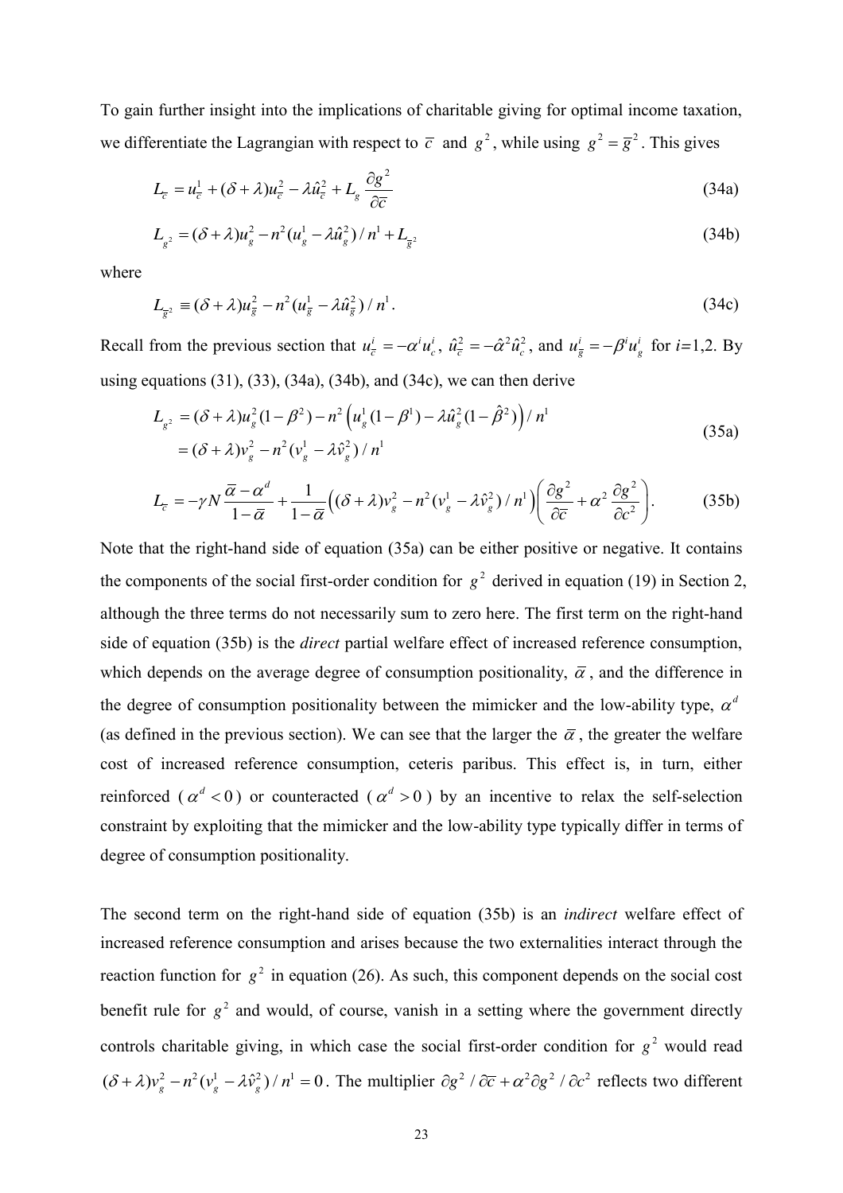To gain further insight into the implications of charitable giving for optimal income taxation, we differentiate the Lagrangian with respect to $\overline{c}$ and $g^2$, while using $g^2 = \overline{g}^2$. This gives

$$L_{\overline{c}} = u_{\overline{c}}^1 + (\delta + \lambda)u_{\overline{c}}^2 - \lambda \hat{u}_{\overline{c}}^2 + L_g \frac{\partial g^2}{\partial \overline{c}} \tag{34a}$$

$$L_{g^2} = (\delta + \lambda)u_g^2 - n^2(u_g^1 - \lambda \hat{u}_g^2)/n^1 + L_{\overline{g}^2} \tag{34b}$$

where

$$L_{\overline{g}^2} \equiv (\delta + \lambda)u_{\overline{g}}^2 - n^2(u_{\overline{g}}^1 - \lambda \hat{u}_{\overline{g}}^2)/n^1. \tag{34c}$$

Recall from the previous section that $u_{\overline{c}}^i = -\alpha^i u_c^i$, $\hat{u}_{\overline{c}}^2 = -\hat{\alpha}^2 \hat{u}_c^2$, and $u_{\overline{g}}^i = -\beta^i u_g^i$ for $i$=1,2. By using equations (31), (33), (34a), (34b), and (34c), we can then derive

$$\begin{aligned} L_{g^2} &= (\delta + \lambda)u_g^2(1-\beta^2) - n^2\left(u_g^1(1-\beta^1) - \lambda \hat{u}_g^2(1-\hat{\beta}^2)\right)/n^1 \\ &= (\delta + \lambda)v_g^2 - n^2(v_g^1 - \lambda \hat{v}_g^2)/n^1 \end{aligned} \tag{35a}$$

$$L_{\overline{c}} = -\gamma N \frac{\overline{\alpha} - \alpha^d}{1 - \overline{\alpha}} + \frac{1}{1 - \overline{\alpha}}\left((\delta + \lambda)v_g^2 - n^2(v_g^1 - \lambda \hat{v}_g^2)/n^1\right)\left(\frac{\partial g^2}{\partial \overline{c}} + \alpha^2 \frac{\partial g^2}{\partial c^2}\right). \tag{35b}$$

Note that the right-hand side of equation (35a) can be either positive or negative. It contains the components of the social first-order condition for $g^2$ derived in equation (19) in Section 2, although the three terms do not necessarily sum to zero here. The first term on the right-hand side of equation (35b) is the *direct* partial welfare effect of increased reference consumption, which depends on the average degree of consumption positionality, $\overline{\alpha}$, and the difference in the degree of consumption positionality between the mimicker and the low-ability type, $\alpha^d$ (as defined in the previous section). We can see that the larger the $\overline{\alpha}$, the greater the welfare cost of increased reference consumption, ceteris paribus. This effect is, in turn, either reinforced ($\alpha^d < 0$) or counteracted ($\alpha^d > 0$) by an incentive to relax the self-selection constraint by exploiting that the mimicker and the low-ability type typically differ in terms of degree of consumption positionality.

The second term on the right-hand side of equation (35b) is an *indirect* welfare effect of increased reference consumption and arises because the two externalities interact through the reaction function for $g^2$ in equation (26). As such, this component depends on the social cost benefit rule for $g^2$ and would, of course, vanish in a setting where the government directly controls charitable giving, in which case the social first-order condition for $g^2$ would read $(\delta + \lambda)v_g^2 - n^2(v_g^1 - \lambda \hat{v}_g^2)/n^1 = 0$. The multiplier $\partial g^2/\partial \overline{c} + \alpha^2 \partial g^2/\partial c^2$ reflects two different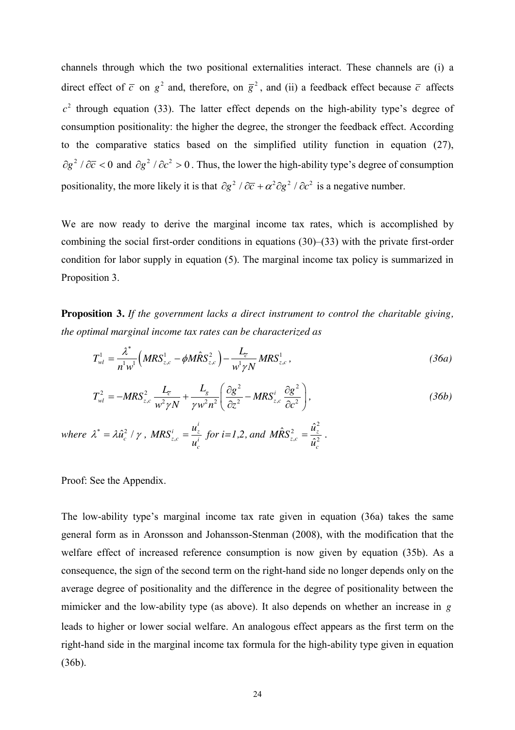channels through which the two positional externalities interact. These channels are (i) a direct effect of $\bar{c}$ on $g^2$ and, therefore, on $\bar{g}^2$, and (ii) a feedback effect because $\bar{c}$ affects $c^2$ through equation (33). The latter effect depends on the high-ability type's degree of consumption positionality: the higher the degree, the stronger the feedback effect. According to the comparative statics based on the simplified utility function in equation (27), $\partial g^2 / \partial \bar{c} < 0$ and $\partial g^2 / \partial c^2 > 0$. Thus, the lower the high-ability type's degree of consumption positionality, the more likely it is that $\partial g^2 / \partial \bar{c} + \alpha^2 \partial g^2 / \partial c^2$ is a negative number.

We are now ready to derive the marginal income tax rates, which is accomplished by combining the social first-order conditions in equations (30)–(33) with the private first-order condition for labor supply in equation (5). The marginal income tax policy is summarized in Proposition 3.

**Proposition 3.** *If the government lacks a direct instrument to control the charitable giving, the optimal marginal income tax rates can be characterized as*

$$T_{wl}^1 = \frac{\lambda^*}{n^1 w^1}\left(MRS_{z,c}^1 - \phi M\hat{R}S_{z,c}^2\right) - \frac{L_{\bar{c}}}{w^1 \gamma N} MRS_{z,c}^1, \tag{36a}$$

$$T_{wl}^2 = -MRS_{z,c}^2 \frac{L_{\bar{c}}}{w^2 \gamma N} + \frac{L_g}{\gamma w^2 n^2}\left(\frac{\partial g^2}{\partial z^2} - MRS_{z,c}^i \frac{\partial g^2}{\partial c^2}\right), \tag{36b}$$

*where* $\lambda^* = \lambda \hat{u}_c^2 / \gamma$, $MRS_{z,c}^i = \dfrac{u_z^i}{u_c^i}$ *for i=1,2, and* $M\hat{R}S_{z,c}^2 = \dfrac{\hat{u}_z^2}{\hat{u}_c^2}$.

Proof: See the Appendix.

The low-ability type's marginal income tax rate given in equation (36a) takes the same general form as in Aronsson and Johansson-Stenman (2008), with the modification that the welfare effect of increased reference consumption is now given by equation (35b). As a consequence, the sign of the second term on the right-hand side no longer depends only on the average degree of positionality and the difference in the degree of positionality between the mimicker and the low-ability type (as above). It also depends on whether an increase in $g$ leads to higher or lower social welfare. An analogous effect appears as the first term on the right-hand side in the marginal income tax formula for the high-ability type given in equation (36b).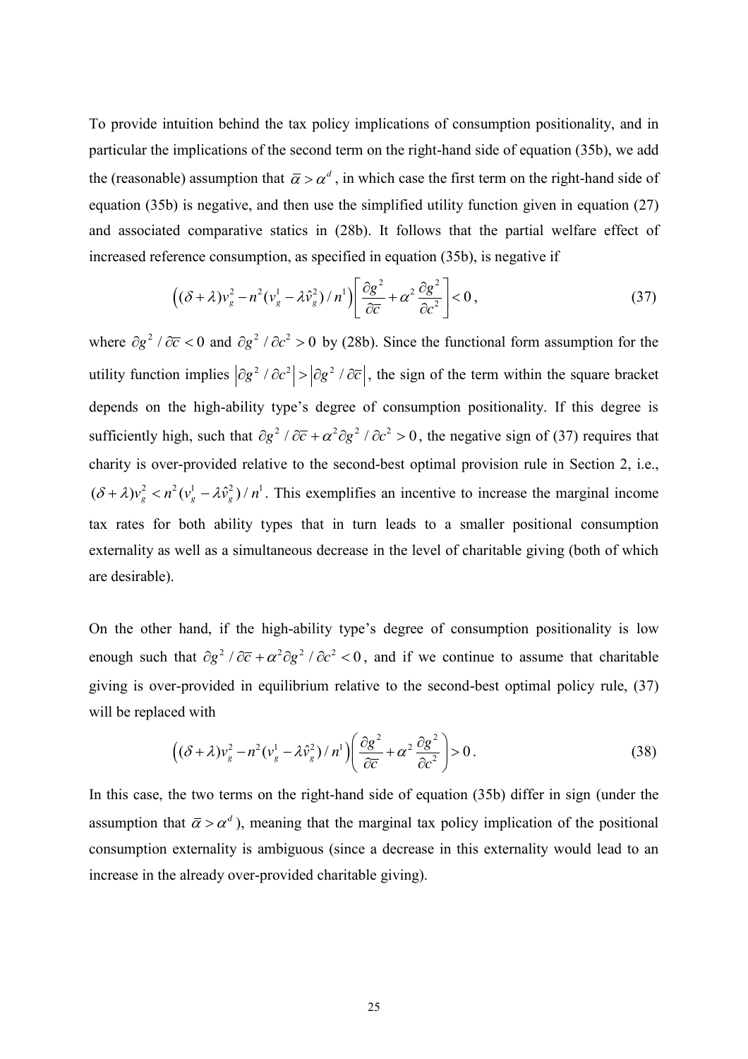To provide intuition behind the tax policy implications of consumption positionality, and in particular the implications of the second term on the right-hand side of equation (35b), we add the (reasonable) assumption that $\bar{\alpha} > \alpha^d$, in which case the first term on the right-hand side of equation (35b) is negative, and then use the simplified utility function given in equation (27) and associated comparative statics in (28b). It follows that the partial welfare effect of increased reference consumption, as specified in equation (35b), is negative if

$$\left((\delta+\lambda)v_g^2 - n^2(v_g^1 - \lambda\hat{v}_g^2)/n^1\right)\left[\frac{\partial g^2}{\partial \bar{c}} + \alpha^2 \frac{\partial g^2}{\partial c^2}\right] < 0, \tag{37}$$

where $\partial g^2 / \partial \bar{c} < 0$ and $\partial g^2 / \partial c^2 > 0$ by (28b). Since the functional form assumption for the utility function implies $\left|\partial g^2 / \partial c^2\right| > \left|\partial g^2 / \partial \bar{c}\right|$, the sign of the term within the square bracket depends on the high-ability type's degree of consumption positionality. If this degree is sufficiently high, such that $\partial g^2 / \partial \bar{c} + \alpha^2 \partial g^2 / \partial c^2 > 0$, the negative sign of (37) requires that charity is over-provided relative to the second-best optimal provision rule in Section 2, i.e., $(\delta+\lambda)v_g^2 < n^2(v_g^1 - \lambda\hat{v}_g^2)/n^1$. This exemplifies an incentive to increase the marginal income tax rates for both ability types that in turn leads to a smaller positional consumption externality as well as a simultaneous decrease in the level of charitable giving (both of which are desirable).

On the other hand, if the high-ability type's degree of consumption positionality is low enough such that $\partial g^2 / \partial \bar{c} + \alpha^2 \partial g^2 / \partial c^2 < 0$, and if we continue to assume that charitable giving is over-provided in equilibrium relative to the second-best optimal policy rule, (37) will be replaced with

$$\left((\delta+\lambda)v_g^2 - n^2(v_g^1 - \lambda\hat{v}_g^2)/n^1\right)\left(\frac{\partial g^2}{\partial \bar{c}} + \alpha^2 \frac{\partial g^2}{\partial c^2}\right) > 0. \tag{38}$$

In this case, the two terms on the right-hand side of equation (35b) differ in sign (under the assumption that $\bar{\alpha} > \alpha^d$), meaning that the marginal tax policy implication of the positional consumption externality is ambiguous (since a decrease in this externality would lead to an increase in the already over-provided charitable giving).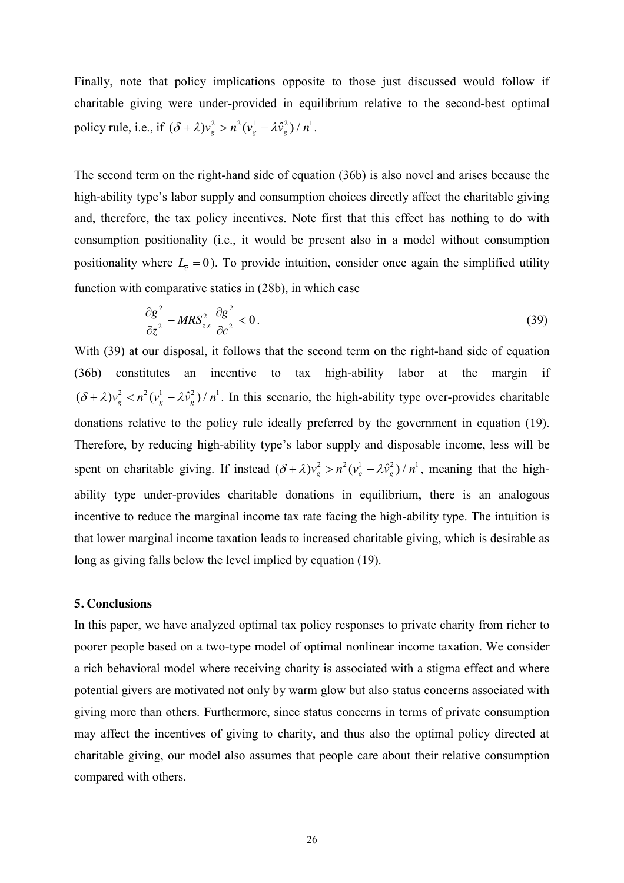Finally, note that policy implications opposite to those just discussed would follow if charitable giving were under-provided in equilibrium relative to the second-best optimal policy rule, i.e., if $(\delta+\lambda)v_g^2 > n^2(v_g^1 - \lambda\hat{v}_g^2)/n^1$.

The second term on the right-hand side of equation (36b) is also novel and arises because the high-ability type's labor supply and consumption choices directly affect the charitable giving and, therefore, the tax policy incentives. Note first that this effect has nothing to do with consumption positionality (i.e., it would be present also in a model without consumption positionality where $L_{\bar{c}} = 0$). To provide intuition, consider once again the simplified utility function with comparative statics in (28b), in which case

$$\frac{\partial g^2}{\partial z^2} - MRS_{z,c}^2 \frac{\partial g^2}{\partial c^2} < 0. \tag{39}$$

With (39) at our disposal, it follows that the second term on the right-hand side of equation (36b) constitutes an incentive to tax high-ability labor at the margin if $(\delta+\lambda)v_g^2 < n^2(v_g^1 - \lambda\hat{v}_g^2)/n^1$. In this scenario, the high-ability type over-provides charitable donations relative to the policy rule ideally preferred by the government in equation (19). Therefore, by reducing high-ability type's labor supply and disposable income, less will be spent on charitable giving. If instead $(\delta+\lambda)v_g^2 > n^2(v_g^1 - \lambda\hat{v}_g^2)/n^1$, meaning that the high-ability type under-provides charitable donations in equilibrium, there is an analogous incentive to reduce the marginal income tax rate facing the high-ability type. The intuition is that lower marginal income taxation leads to increased charitable giving, which is desirable as long as giving falls below the level implied by equation (19).

## 5. Conclusions

In this paper, we have analyzed optimal tax policy responses to private charity from richer to poorer people based on a two-type model of optimal nonlinear income taxation. We consider a rich behavioral model where receiving charity is associated with a stigma effect and where potential givers are motivated not only by warm glow but also status concerns associated with giving more than others. Furthermore, since status concerns in terms of private consumption may affect the incentives of giving to charity, and thus also the optimal policy directed at charitable giving, our model also assumes that people care about their relative consumption compared with others.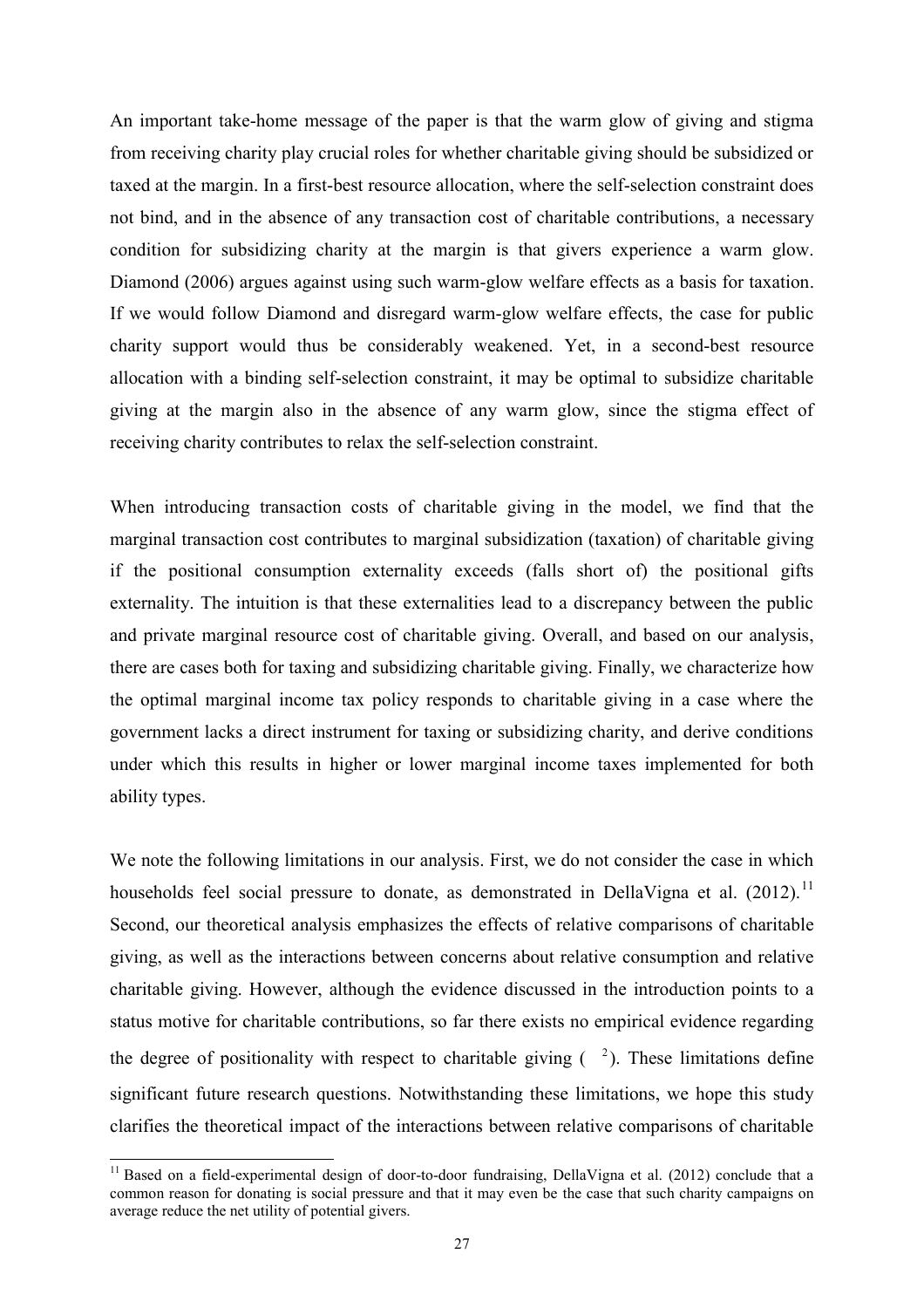An important take-home message of the paper is that the warm glow of giving and stigma from receiving charity play crucial roles for whether charitable giving should be subsidized or taxed at the margin. In a first-best resource allocation, where the self-selection constraint does not bind, and in the absence of any transaction cost of charitable contributions, a necessary condition for subsidizing charity at the margin is that givers experience a warm glow. Diamond (2006) argues against using such warm-glow welfare effects as a basis for taxation. If we would follow Diamond and disregard warm-glow welfare effects, the case for public charity support would thus be considerably weakened. Yet, in a second-best resource allocation with a binding self-selection constraint, it may be optimal to subsidize charitable giving at the margin also in the absence of any warm glow, since the stigma effect of receiving charity contributes to relax the self-selection constraint.

When introducing transaction costs of charitable giving in the model, we find that the marginal transaction cost contributes to marginal subsidization (taxation) of charitable giving if the positional consumption externality exceeds (falls short of) the positional gifts externality. The intuition is that these externalities lead to a discrepancy between the public and private marginal resource cost of charitable giving. Overall, and based on our analysis, there are cases both for taxing and subsidizing charitable giving. Finally, we characterize how the optimal marginal income tax policy responds to charitable giving in a case where the government lacks a direct instrument for taxing or subsidizing charity, and derive conditions under which this results in higher or lower marginal income taxes implemented for both ability types.

We note the following limitations in our analysis. First, we do not consider the case in which households feel social pressure to donate, as demonstrated in DellaVigna et al. (2012).[11] Second, our theoretical analysis emphasizes the effects of relative comparisons of charitable giving, as well as the interactions between concerns about relative consumption and relative charitable giving. However, although the evidence discussed in the introduction points to a status motive for charitable contributions, so far there exists no empirical evidence regarding the degree of positionality with respect to charitable giving ( $^{2}$). These limitations define significant future research questions. Notwithstanding these limitations, we hope this study clarifies the theoretical impact of the interactions between relative comparisons of charitable

[11] Based on a field-experimental design of door-to-door fundraising, DellaVigna et al. (2012) conclude that a common reason for donating is social pressure and that it may even be the case that such charity campaigns on average reduce the net utility of potential givers.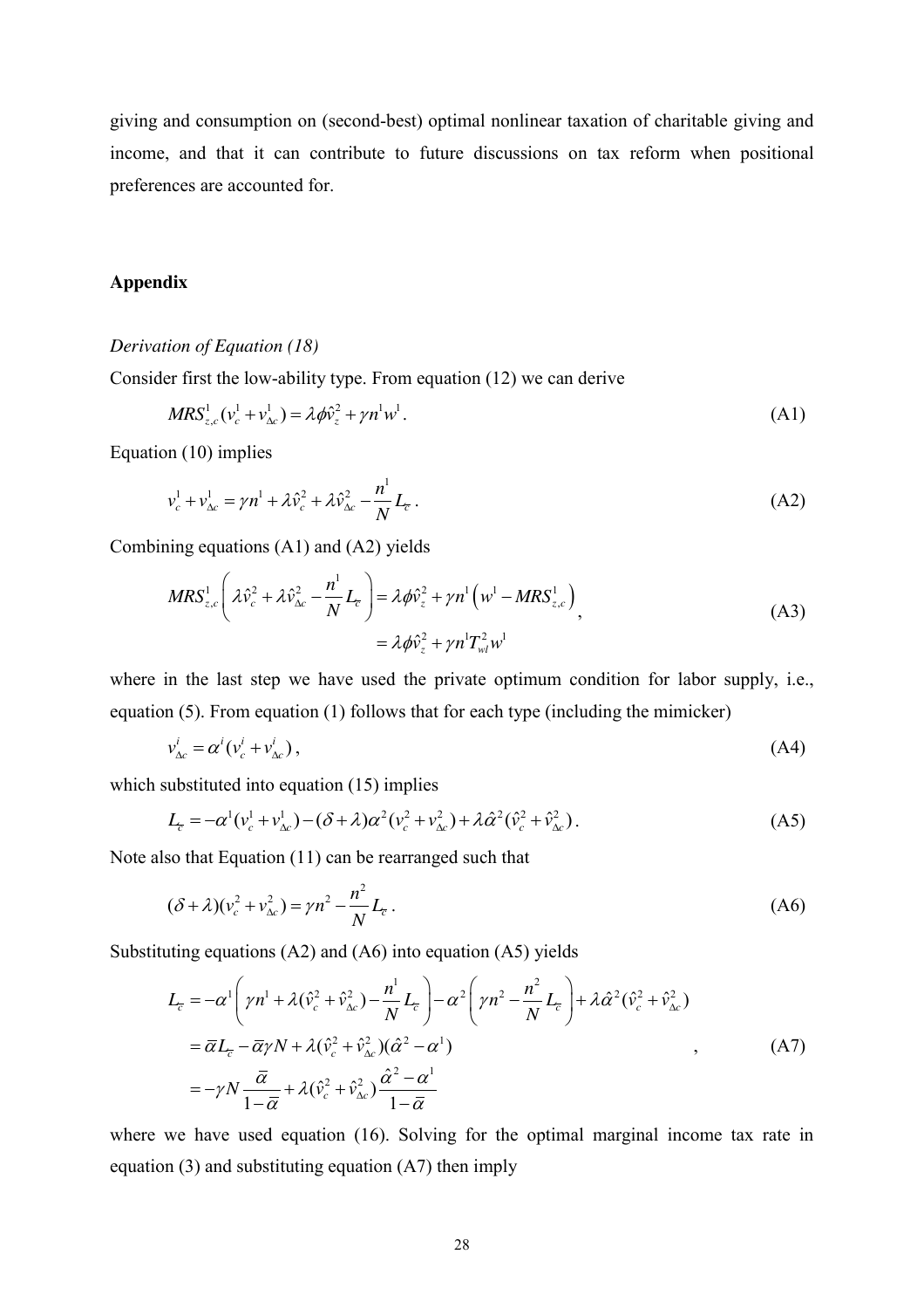giving and consumption on (second-best) optimal nonlinear taxation of charitable giving and income, and that it can contribute to future discussions on tax reform when positional preferences are accounted for.

## Appendix

*Derivation of Equation (18)*

Consider first the low-ability type. From equation (12) we can derive

$$MRS_{z,c}^{1}(v_c^1 + v_{\Delta c}^1) = \lambda\phi\hat{v}_z^2 + \gamma n^1 w^1 . \tag{A1}$$

Equation (10) implies

$$v_c^1 + v_{\Delta c}^1 = \gamma n^1 + \lambda\hat{v}_c^2 + \lambda\hat{v}_{\Delta c}^2 - \frac{n^1}{N}L_{\bar{c}} . \tag{A2}$$

Combining equations (A1) and (A2) yields

$$\begin{aligned} MRS_{z,c}^{1}\left(\lambda\hat{v}_c^2 + \lambda\hat{v}_{\Delta c}^2 - \frac{n^1}{N}L_{\bar{c}}\right) &= \lambda\phi\hat{v}_z^2 + \gamma n^1\left(w^1 - MRS_{z,c}^1\right) \\ &= \lambda\phi\hat{v}_z^2 + \gamma n^1 T_{wl}^2 w^1 \end{aligned}, \tag{A3}$$

where in the last step we have used the private optimum condition for labor supply, i.e., equation (5). From equation (1) follows that for each type (including the mimicker)

$$v_{\Delta c}^i = \alpha^i (v_c^i + v_{\Delta c}^i) , \tag{A4}$$

which substituted into equation (15) implies

$$L_{\bar{c}} = -\alpha^1(v_c^1 + v_{\Delta c}^1) - (\delta + \lambda)\alpha^2(v_c^2 + v_{\Delta c}^2) + \lambda\hat{\alpha}^2(\hat{v}_c^2 + \hat{v}_{\Delta c}^2) . \tag{A5}$$

Note also that Equation (11) can be rearranged such that

$$(\delta + \lambda)(v_c^2 + v_{\Delta c}^2) = \gamma n^2 - \frac{n^2}{N}L_{\bar{c}} . \tag{A6}$$

Substituting equations (A2) and (A6) into equation (A5) yields

$$\begin{aligned} L_{\bar{c}} &= -\alpha^1\left(\gamma n^1 + \lambda(\hat{v}_c^2 + \hat{v}_{\Delta c}^2) - \frac{n^1}{N}L_{\bar{c}}\right) - \alpha^2\left(\gamma n^2 - \frac{n^2}{N}L_{\bar{c}}\right) + \lambda\hat{\alpha}^2(\hat{v}_c^2 + \hat{v}_{\Delta c}^2) \\ &= \bar{\alpha}L_{\bar{c}} - \bar{\alpha}\gamma N + \lambda(\hat{v}_c^2 + \hat{v}_{\Delta c}^2)(\hat{\alpha}^2 - \alpha^1) \\ &= -\gamma N\frac{\bar{\alpha}}{1-\bar{\alpha}} + \lambda(\hat{v}_c^2 + \hat{v}_{\Delta c}^2)\frac{\hat{\alpha}^2 - \alpha^1}{1-\bar{\alpha}} \end{aligned}, \tag{A7}$$

where we have used equation (16). Solving for the optimal marginal income tax rate in equation (3) and substituting equation (A7) then imply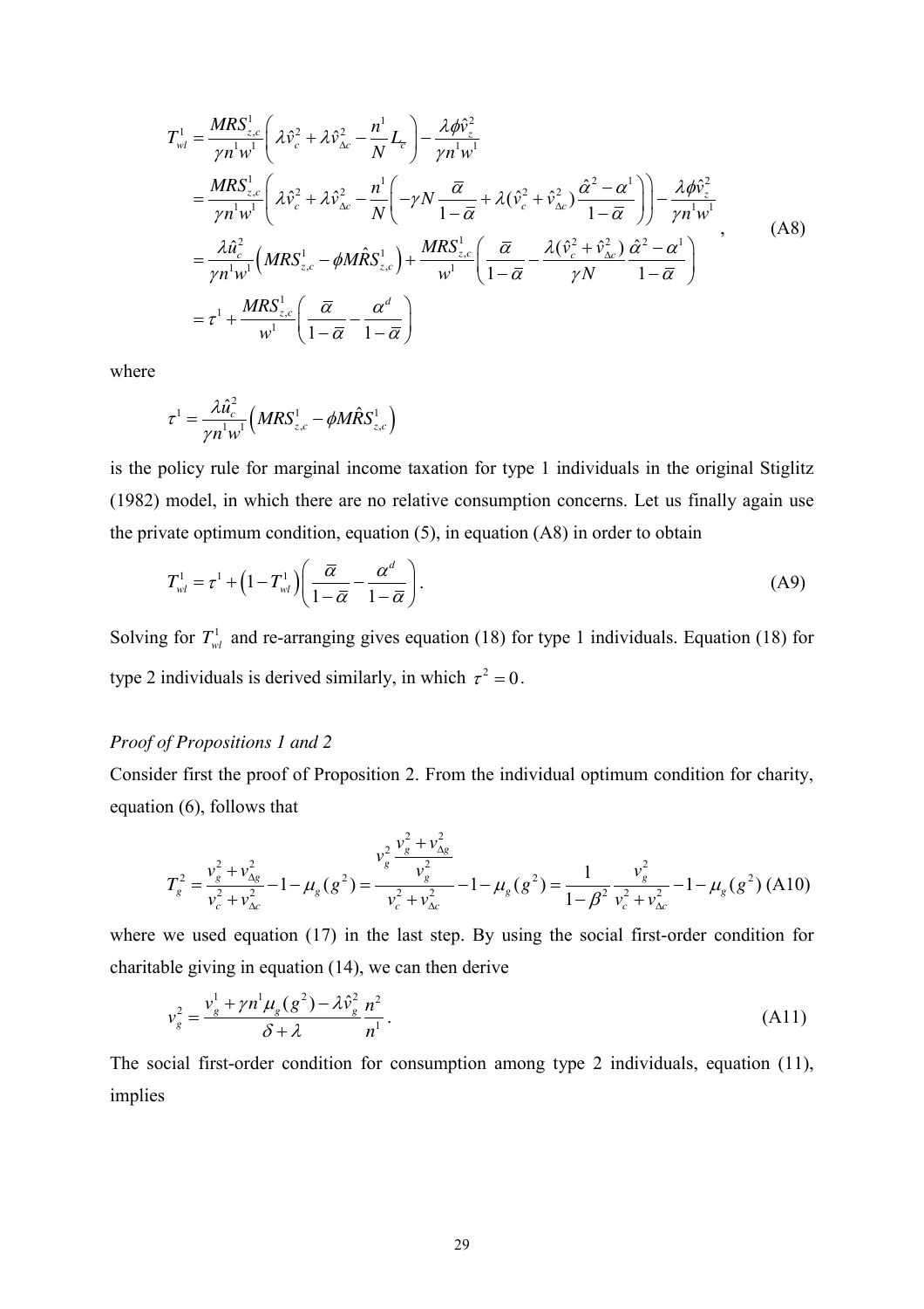$$
\begin{aligned}
T_{wl}^{1} &= \frac{MRS_{z,c}^{1}}{\gamma n^{1} w^{1}}\left(\lambda \hat{v}_{c}^{2} + \lambda \hat{v}_{\Delta c}^{2} - \frac{n^{1}}{N} L_{\bar{c}}\right) - \frac{\lambda \phi \hat{v}_{z}^{2}}{\gamma n^{1} w^{1}} \\
&= \frac{MRS_{z,c}^{1}}{\gamma n^{1} w^{1}}\left(\lambda \hat{v}_{c}^{2} + \lambda \hat{v}_{\Delta c}^{2} - \frac{n^{1}}{N}\left(-\gamma N \frac{\bar{\alpha}}{1-\bar{\alpha}} + \lambda (\hat{v}_{c}^{2} + \hat{v}_{\Delta c}^{2}) \frac{\hat{\alpha}^{2} - \alpha^{1}}{1-\bar{\alpha}}\right)\right) - \frac{\lambda \phi \hat{v}_{z}^{2}}{\gamma n^{1} w^{1}} \\
&= \frac{\lambda \hat{u}_{c}^{2}}{\gamma n^{1} w^{1}}\left(MRS_{z,c}^{1} - \phi M\hat{R}S_{z,c}^{1}\right) + \frac{MRS_{z,c}^{1}}{w^{1}}\left(\frac{\bar{\alpha}}{1-\bar{\alpha}} - \frac{\lambda (\hat{v}_{c}^{2} + \hat{v}_{\Delta c}^{2})}{\gamma N} \frac{\hat{\alpha}^{2} - \alpha^{1}}{1-\bar{\alpha}}\right) \\
&= \tau^{1} + \frac{MRS_{z,c}^{1}}{w^{1}}\left(\frac{\bar{\alpha}}{1-\bar{\alpha}} - \frac{\alpha^{d}}{1-\bar{\alpha}}\right)
\end{aligned}
, \qquad \text{(A8)}
$$

where

$$
\tau^{1} = \frac{\lambda \hat{u}_{c}^{2}}{\gamma n^{1} w^{1}}\left(MRS_{z,c}^{1} - \phi M\hat{R}S_{z,c}^{1}\right)
$$

is the policy rule for marginal income taxation for type 1 individuals in the original Stiglitz (1982) model, in which there are no relative consumption concerns. Let us finally again use the private optimum condition, equation (5), in equation (A8) in order to obtain

$$
T_{wl}^{1} = \tau^{1} + \left(1 - T_{wl}^{1}\right)\left(\frac{\bar{\alpha}}{1-\bar{\alpha}} - \frac{\alpha^{d}}{1-\bar{\alpha}}\right). \qquad \text{(A9)}
$$

Solving for $T_{wl}^{1}$ and re-arranging gives equation (18) for type 1 individuals. Equation (18) for type 2 individuals is derived similarly, in which $\tau^{2} = 0$.

*Proof of Propositions 1 and 2*

Consider first the proof of Proposition 2. From the individual optimum condition for charity, equation (6), follows that

$$
T_{g}^{2} = \frac{v_{g}^{2} + v_{\Delta g}^{2}}{v_{c}^{2} + v_{\Delta c}^{2}} - 1 - \mu_{g}(g^{2}) = \frac{v_{g}^{2}\dfrac{v_{g}^{2} + v_{\Delta g}^{2}}{v_{g}^{2}}}{v_{c}^{2} + v_{\Delta c}^{2}} - 1 - \mu_{g}(g^{2}) = \frac{1}{1-\beta^{2}}\frac{v_{g}^{2}}{v_{c}^{2} + v_{\Delta c}^{2}} - 1 - \mu_{g}(g^{2}) \qquad \text{(A10)}
$$

where we used equation (17) in the last step. By using the social first-order condition for charitable giving in equation (14), we can then derive

$$
v_{g}^{2} = \frac{v_{g}^{1} + \gamma n^{1} \mu_{g}(g^{2}) - \lambda \hat{v}_{g}^{2}}{\delta + \lambda}\frac{n^{2}}{n^{1}}. \qquad \text{(A11)}
$$

The social first-order condition for consumption among type 2 individuals, equation (11), implies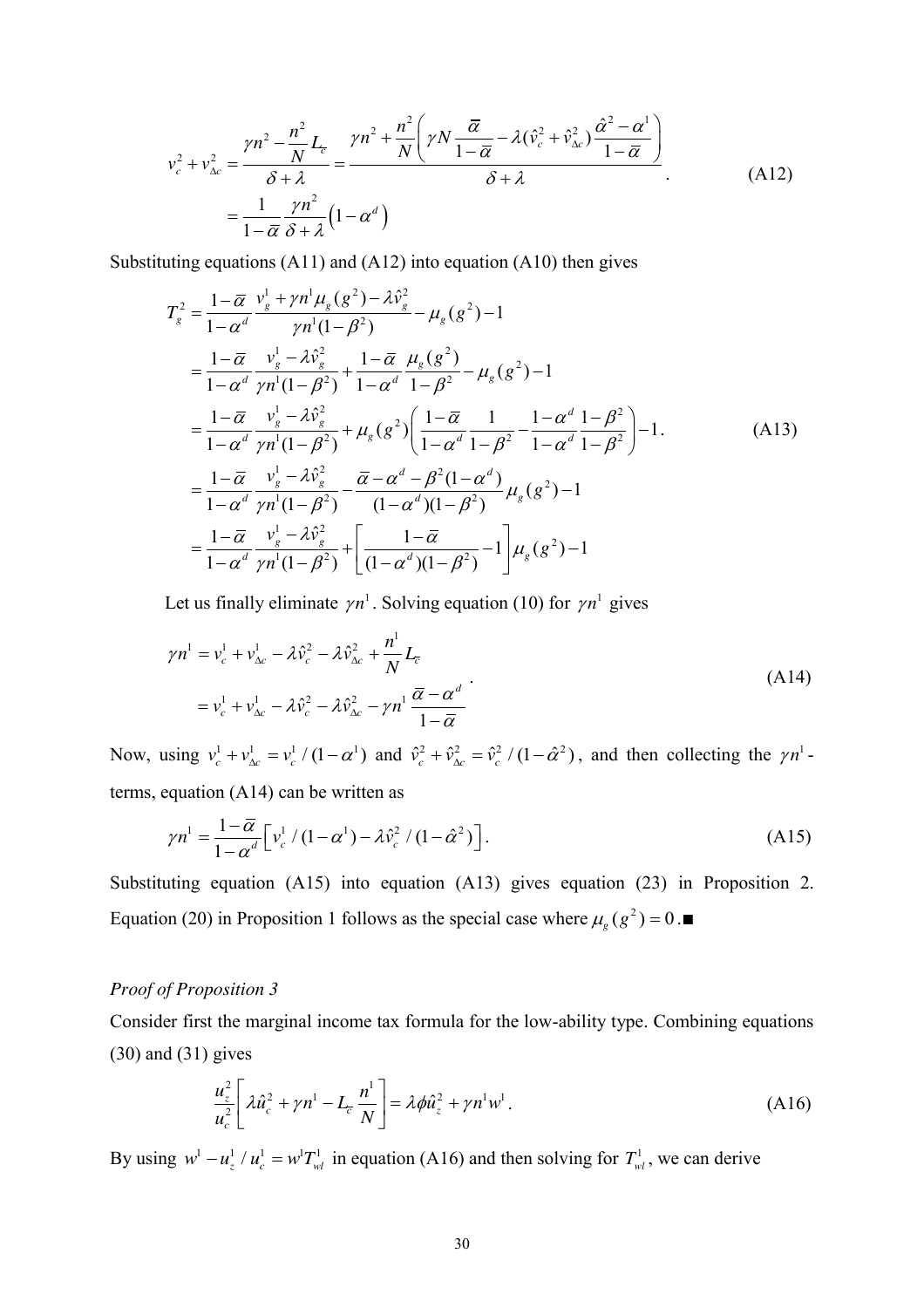$$v_c^2 + v_{\Delta c}^2 = \frac{\gamma n^2 - \dfrac{n^2}{N} L_{\bar{c}}}{\delta + \lambda} = \frac{\gamma n^2 + \dfrac{n^2}{N}\left(\gamma N \dfrac{\bar{\alpha}}{1-\bar{\alpha}} - \lambda(\hat{v}_c^2 + \hat{v}_{\Delta c}^2)\dfrac{\hat{\alpha}^2 - \alpha^1}{1-\bar{\alpha}}\right)}{\delta + \lambda} \tag{A12}$$
$$= \frac{1}{1-\bar{\alpha}} \frac{\gamma n^2}{\delta + \lambda}\left(1 - \alpha^d\right)$$

Substituting equations (A11) and (A12) into equation (A10) then gives

$$\begin{aligned}
T_g^2 &= \frac{1-\bar{\alpha}}{1-\alpha^d} \frac{v_g^1 + \gamma n^1 \mu_g(g^2) - \lambda \hat{v}_g^2}{\gamma n^1 (1-\beta^2)} - \mu_g(g^2) - 1 \\
&= \frac{1-\bar{\alpha}}{1-\alpha^d} \frac{v_g^1 - \lambda \hat{v}_g^2}{\gamma n^1 (1-\beta^2)} + \frac{1-\bar{\alpha}}{1-\alpha^d} \frac{\mu_g(g^2)}{1-\beta^2} - \mu_g(g^2) - 1 \\
&= \frac{1-\bar{\alpha}}{1-\alpha^d} \frac{v_g^1 - \lambda \hat{v}_g^2}{\gamma n^1 (1-\beta^2)} + \mu_g(g^2)\left(\frac{1-\bar{\alpha}}{1-\alpha^d}\frac{1}{1-\beta^2} - \frac{1-\alpha^d}{1-\alpha^d}\frac{1-\beta^2}{1-\beta^2}\right) - 1 . \\
&= \frac{1-\bar{\alpha}}{1-\alpha^d} \frac{v_g^1 - \lambda \hat{v}_g^2}{\gamma n^1 (1-\beta^2)} - \frac{\bar{\alpha} - \alpha^d - \beta^2(1-\alpha^d)}{(1-\alpha^d)(1-\beta^2)} \mu_g(g^2) - 1 \\
&= \frac{1-\bar{\alpha}}{1-\alpha^d} \frac{v_g^1 - \lambda \hat{v}_g^2}{\gamma n^1 (1-\beta^2)} + \left[\frac{1-\bar{\alpha}}{(1-\alpha^d)(1-\beta^2)} - 1\right] \mu_g(g^2) - 1
\end{aligned} \tag{A13}$$

Let us finally eliminate $\gamma n^1$. Solving equation (10) for $\gamma n^1$ gives

$$\begin{aligned}
\gamma n^1 &= v_c^1 + v_{\Delta c}^1 - \lambda \hat{v}_c^2 - \lambda \hat{v}_{\Delta c}^2 + \frac{n^1}{N} L_{\bar{c}} \\
&= v_c^1 + v_{\Delta c}^1 - \lambda \hat{v}_c^2 - \lambda \hat{v}_{\Delta c}^2 - \gamma n^1 \frac{\bar{\alpha} - \alpha^d}{1-\bar{\alpha}}
\end{aligned} . \tag{A14}$$

Now, using $v_c^1 + v_{\Delta c}^1 = v_c^1 / (1-\alpha^1)$ and $\hat{v}_c^2 + \hat{v}_{\Delta c}^2 = \hat{v}_c^2 / (1-\hat{\alpha}^2)$, and then collecting the $\gamma n^1$-terms, equation (A14) can be written as

$$\gamma n^1 = \frac{1-\bar{\alpha}}{1-\alpha^d}\left[v_c^1 / (1-\alpha^1) - \lambda \hat{v}_c^2 / (1-\hat{\alpha}^2)\right]. \tag{A15}$$

Substituting equation (A15) into equation (A13) gives equation (23) in Proposition 2. Equation (20) in Proposition 1 follows as the special case where $\mu_g(g^2) = 0$.■

*Proof of Proposition 3*

Consider first the marginal income tax formula for the low-ability type. Combining equations (30) and (31) gives

$$\frac{u_z^2}{u_c^2}\left[\lambda \hat{u}_c^2 + \gamma n^1 - L_{\bar{c}} \frac{n^1}{N}\right] = \lambda \phi \hat{u}_z^2 + \gamma n^1 w^1 . \tag{A16}$$

By using $w^1 - u_z^1 / u_c^1 = w^1 T_{wl}^1$ in equation (A16) and then solving for $T_{wl}^1$, we can derive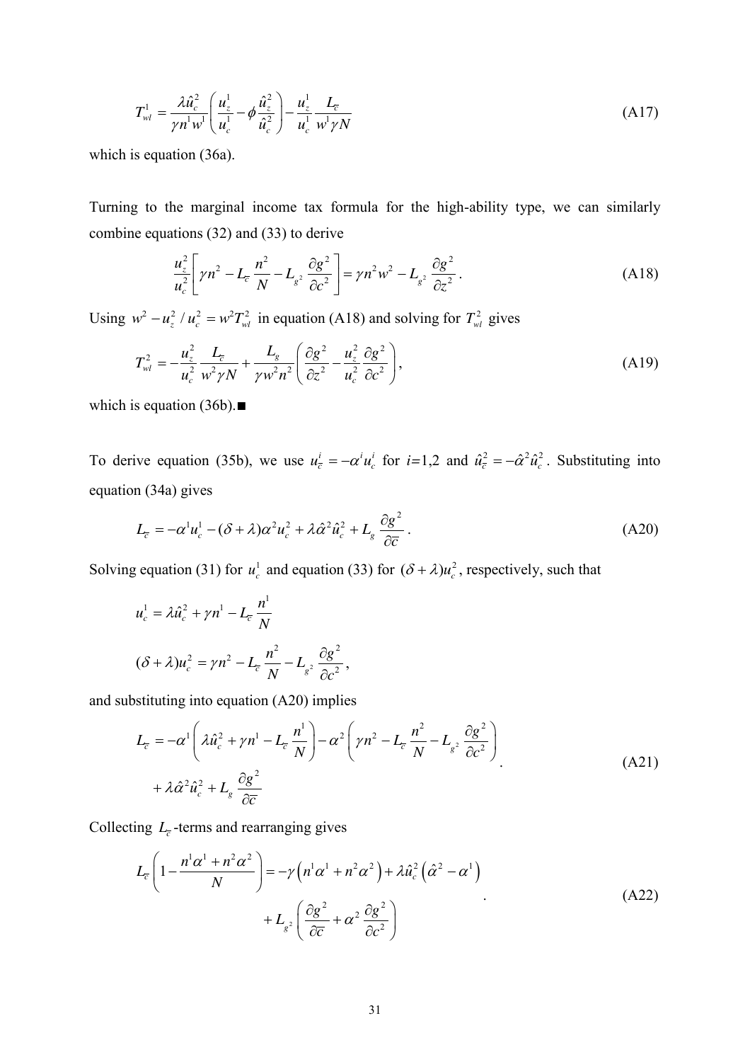$$T_{wl}^1 = \frac{\lambda \hat{u}_c^2}{\gamma n^1 w^1}\left(\frac{u_z^1}{u_c^1} - \phi \frac{\hat{u}_z^2}{\hat{u}_c^2}\right) - \frac{u_z^1}{u_c^1}\frac{L_{\overline{c}}}{w^1 \gamma N} \tag{A17}$$

which is equation (36a).

Turning to the marginal income tax formula for the high-ability type, we can similarly combine equations (32) and (33) to derive

$$\frac{u_z^2}{u_c^2}\left[\gamma n^2 - L_{\overline{c}}\frac{n^2}{N} - L_{g^2}\frac{\partial g^2}{\partial c^2}\right] = \gamma n^2 w^2 - L_{g^2}\frac{\partial g^2}{\partial z^2}. \tag{A18}$$

Using $w^2 - u_z^2 / u_c^2 = w^2 T_{wl}^2$ in equation (A18) and solving for $T_{wl}^2$ gives

$$T_{wl}^2 = -\frac{u_z^2}{u_c^2}\frac{L_{\overline{c}}}{w^2 \gamma N} + \frac{L_g}{\gamma w^2 n^2}\left(\frac{\partial g^2}{\partial z^2} - \frac{u_z^2}{u_c^2}\frac{\partial g^2}{\partial c^2}\right), \tag{A19}$$

which is equation (36b).■

To derive equation (35b), we use $u_{\overline{c}}^i = -\alpha^i u_c^i$ for $i$=1,2 and $\hat{u}_{\overline{c}}^2 = -\hat{\alpha}^2 \hat{u}_c^2$. Substituting into equation (34a) gives

$$L_{\overline{c}} = -\alpha^1 u_c^1 - (\delta + \lambda)\alpha^2 u_c^2 + \lambda \hat{\alpha}^2 \hat{u}_c^2 + L_g \frac{\partial g^2}{\partial \overline{c}}. \tag{A20}$$

Solving equation (31) for $u_c^1$ and equation (33) for $(\delta + \lambda)u_c^2$, respectively, such that

$$u_c^1 = \lambda \hat{u}_c^2 + \gamma n^1 - L_{\overline{c}}\frac{n^1}{N}$$

$$(\delta + \lambda)u_c^2 = \gamma n^2 - L_{\overline{c}}\frac{n^2}{N} - L_{g^2}\frac{\partial g^2}{\partial c^2},$$

and substituting into equation (A20) implies

$$\begin{aligned} L_{\overline{c}} = &-\alpha^1\left(\lambda \hat{u}_c^2 + \gamma n^1 - L_{\overline{c}}\frac{n^1}{N}\right) - \alpha^2\left(\gamma n^2 - L_{\overline{c}}\frac{n^2}{N} - L_{g^2}\frac{\partial g^2}{\partial c^2}\right) \\ &+ \lambda \hat{\alpha}^2 \hat{u}_c^2 + L_g \frac{\partial g^2}{\partial \overline{c}} \end{aligned}. \tag{A21}$$

Collecting $L_{\overline{c}}$-terms and rearranging gives

$$\begin{aligned} L_{\overline{c}}\left(1 - \frac{n^1\alpha^1 + n^2\alpha^2}{N}\right) = &-\gamma\left(n^1\alpha^1 + n^2\alpha^2\right) + \lambda \hat{u}_c^2\left(\hat{\alpha}^2 - \alpha^1\right) \\ &+ L_{g^2}\left(\frac{\partial g^2}{\partial \overline{c}} + \alpha^2\frac{\partial g^2}{\partial c^2}\right) \end{aligned}. \tag{A22}$$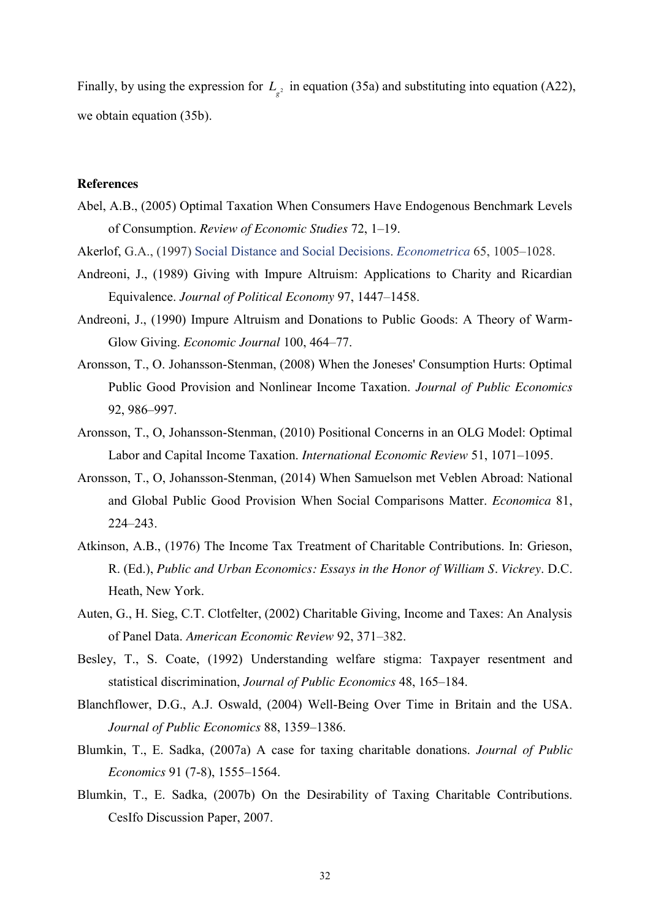Finally, by using the expression for $L_{g^2}$ in equation (35a) and substituting into equation (A22), we obtain equation (35b).

**References**

Abel, A.B., (2005) Optimal Taxation When Consumers Have Endogenous Benchmark Levels of Consumption. *Review of Economic Studies* 72, 1–19.

Akerlof, G.A., (1997) Social Distance and Social Decisions. *Econometrica* 65, 1005–1028.

Andreoni, J., (1989) Giving with Impure Altruism: Applications to Charity and Ricardian Equivalence. *Journal of Political Economy* 97, 1447–1458.

Andreoni, J., (1990) Impure Altruism and Donations to Public Goods: A Theory of Warm-Glow Giving. *Economic Journal* 100, 464–77.

Aronsson, T., O. Johansson-Stenman, (2008) When the Joneses' Consumption Hurts: Optimal Public Good Provision and Nonlinear Income Taxation. *Journal of Public Economics* 92, 986–997.

Aronsson, T., O, Johansson-Stenman, (2010) Positional Concerns in an OLG Model: Optimal Labor and Capital Income Taxation. *International Economic Review* 51, 1071–1095.

Aronsson, T., O, Johansson-Stenman, (2014) When Samuelson met Veblen Abroad: National and Global Public Good Provision When Social Comparisons Matter. *Economica* 81, 224–243.

Atkinson, A.B., (1976) The Income Tax Treatment of Charitable Contributions. In: Grieson, R. (Ed.), *Public and Urban Economics: Essays in the Honor of William S. Vickrey*. D.C. Heath, New York.

Auten, G., H. Sieg, C.T. Clotfelter, (2002) Charitable Giving, Income and Taxes: An Analysis of Panel Data. *American Economic Review* 92, 371–382.

Besley, T., S. Coate, (1992) Understanding welfare stigma: Taxpayer resentment and statistical discrimination, *Journal of Public Economics* 48, 165–184.

Blanchflower, D.G., A.J. Oswald, (2004) Well-Being Over Time in Britain and the USA. *Journal of Public Economics* 88, 1359–1386.

Blumkin, T., E. Sadka, (2007a) A case for taxing charitable donations. *Journal of Public Economics* 91 (7-8), 1555–1564.

Blumkin, T., E. Sadka, (2007b) On the Desirability of Taxing Charitable Contributions. CesIfo Discussion Paper, 2007.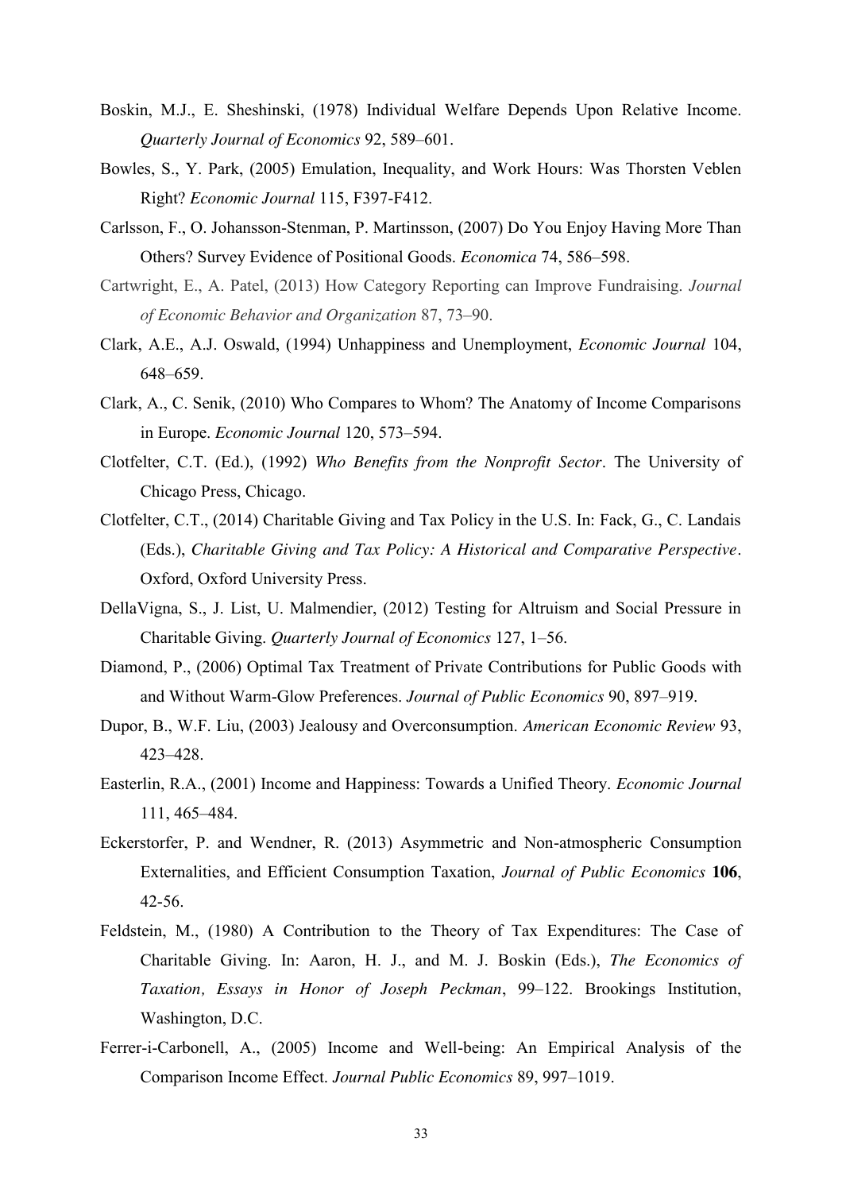Boskin, M.J., E. Sheshinski, (1978) Individual Welfare Depends Upon Relative Income. *Quarterly Journal of Economics* 92, 589–601.

Bowles, S., Y. Park, (2005) Emulation, Inequality, and Work Hours: Was Thorsten Veblen Right? *Economic Journal* 115, F397-F412.

Carlsson, F., O. Johansson-Stenman, P. Martinsson, (2007) Do You Enjoy Having More Than Others? Survey Evidence of Positional Goods. *Economica* 74, 586–598.

Cartwright, E., A. Patel, (2013) How Category Reporting can Improve Fundraising. *Journal of Economic Behavior and Organization* 87, 73–90.

Clark, A.E., A.J. Oswald, (1994) Unhappiness and Unemployment, *Economic Journal* 104, 648–659.

Clark, A., C. Senik, (2010) Who Compares to Whom? The Anatomy of Income Comparisons in Europe. *Economic Journal* 120, 573–594.

Clotfelter, C.T. (Ed.), (1992) *Who Benefits from the Nonprofit Sector*. The University of Chicago Press, Chicago.

Clotfelter, C.T., (2014) Charitable Giving and Tax Policy in the U.S. In: Fack, G., C. Landais (Eds.), *Charitable Giving and Tax Policy: A Historical and Comparative Perspective*. Oxford, Oxford University Press.

DellaVigna, S., J. List, U. Malmendier, (2012) Testing for Altruism and Social Pressure in Charitable Giving. *Quarterly Journal of Economics* 127, 1–56.

Diamond, P., (2006) Optimal Tax Treatment of Private Contributions for Public Goods with and Without Warm-Glow Preferences. *Journal of Public Economics* 90, 897–919.

Dupor, B., W.F. Liu, (2003) Jealousy and Overconsumption. *American Economic Review* 93, 423–428.

Easterlin, R.A., (2001) Income and Happiness: Towards a Unified Theory. *Economic Journal* 111, 465–484.

Eckerstorfer, P. and Wendner, R. (2013) Asymmetric and Non-atmospheric Consumption Externalities, and Efficient Consumption Taxation, *Journal of Public Economics* **106**, 42-56.

Feldstein, M., (1980) A Contribution to the Theory of Tax Expenditures: The Case of Charitable Giving. In: Aaron, H. J., and M. J. Boskin (Eds.), *The Economics of Taxation, Essays in Honor of Joseph Peckman*, 99–122. Brookings Institution, Washington, D.C.

Ferrer-i-Carbonell, A., (2005) Income and Well-being: An Empirical Analysis of the Comparison Income Effect. *Journal Public Economics* 89, 997–1019.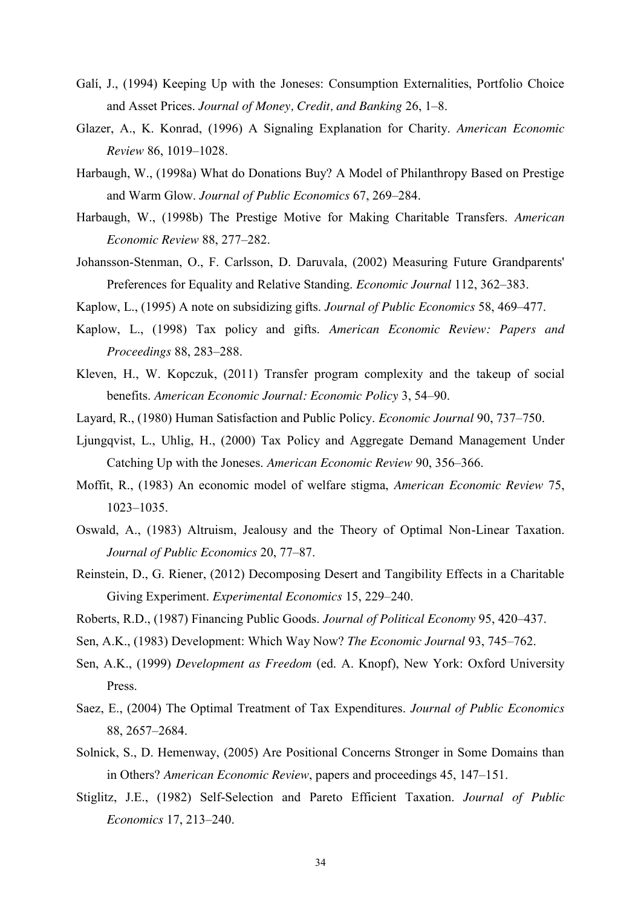Galí, J., (1994) Keeping Up with the Joneses: Consumption Externalities, Portfolio Choice and Asset Prices. *Journal of Money, Credit, and Banking* 26, 1–8.

Glazer, A., K. Konrad, (1996) A Signaling Explanation for Charity. *American Economic Review* 86, 1019–1028.

Harbaugh, W., (1998a) What do Donations Buy? A Model of Philanthropy Based on Prestige and Warm Glow. *Journal of Public Economics* 67, 269–284.

Harbaugh, W., (1998b) The Prestige Motive for Making Charitable Transfers. *American Economic Review* 88, 277–282.

Johansson-Stenman, O., F. Carlsson, D. Daruvala, (2002) Measuring Future Grandparents' Preferences for Equality and Relative Standing. *Economic Journal* 112, 362–383.

Kaplow, L., (1995) A note on subsidizing gifts. *Journal of Public Economics* 58, 469–477.

Kaplow, L., (1998) Tax policy and gifts. *American Economic Review: Papers and Proceedings* 88, 283–288.

Kleven, H., W. Kopczuk, (2011) Transfer program complexity and the takeup of social benefits. *American Economic Journal: Economic Policy* 3, 54–90.

Layard, R., (1980) Human Satisfaction and Public Policy. *Economic Journal* 90, 737–750.

Ljungqvist, L., Uhlig, H., (2000) Tax Policy and Aggregate Demand Management Under Catching Up with the Joneses. *American Economic Review* 90, 356–366.

Moffit, R., (1983) An economic model of welfare stigma, *American Economic Review* 75, 1023–1035.

Oswald, A., (1983) Altruism, Jealousy and the Theory of Optimal Non-Linear Taxation. *Journal of Public Economics* 20, 77–87.

Reinstein, D., G. Riener, (2012) Decomposing Desert and Tangibility Effects in a Charitable Giving Experiment. *Experimental Economics* 15, 229–240.

Roberts, R.D., (1987) Financing Public Goods. *Journal of Political Economy* 95, 420–437.

Sen, A.K., (1983) Development: Which Way Now? *The Economic Journal* 93, 745–762.

Sen, A.K., (1999) *Development as Freedom* (ed. A. Knopf), New York: Oxford University Press.

Saez, E., (2004) The Optimal Treatment of Tax Expenditures. *Journal of Public Economics* 88, 2657–2684.

Solnick, S., D. Hemenway, (2005) Are Positional Concerns Stronger in Some Domains than in Others? *American Economic Review*, papers and proceedings 45, 147–151.

Stiglitz, J.E., (1982) Self-Selection and Pareto Efficient Taxation. *Journal of Public Economics* 17, 213–240.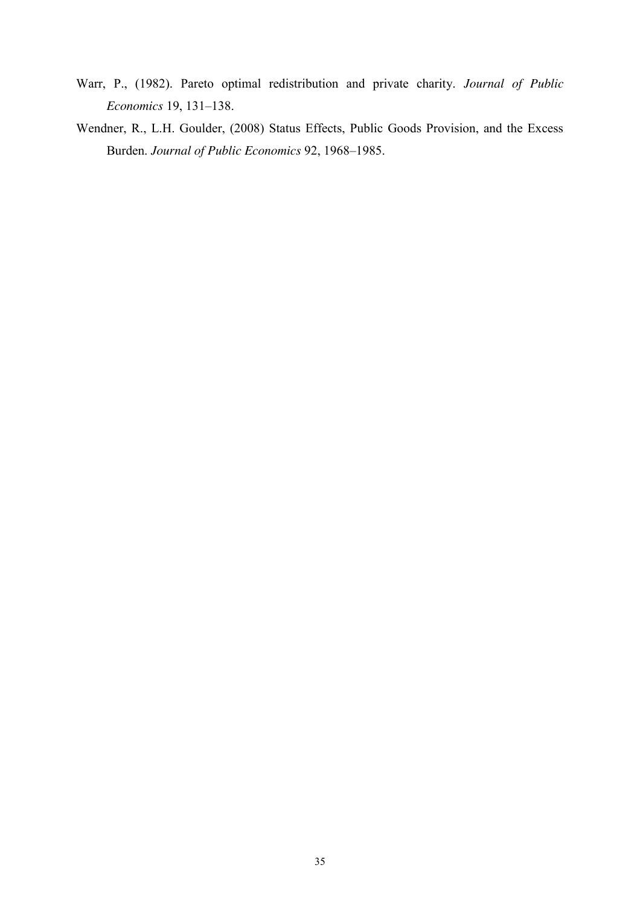Warr, P., (1982). Pareto optimal redistribution and private charity. *Journal of Public Economics* 19, 131–138.

Wendner, R., L.H. Goulder, (2008) Status Effects, Public Goods Provision, and the Excess Burden. *Journal of Public Economics* 92, 1968–1985.